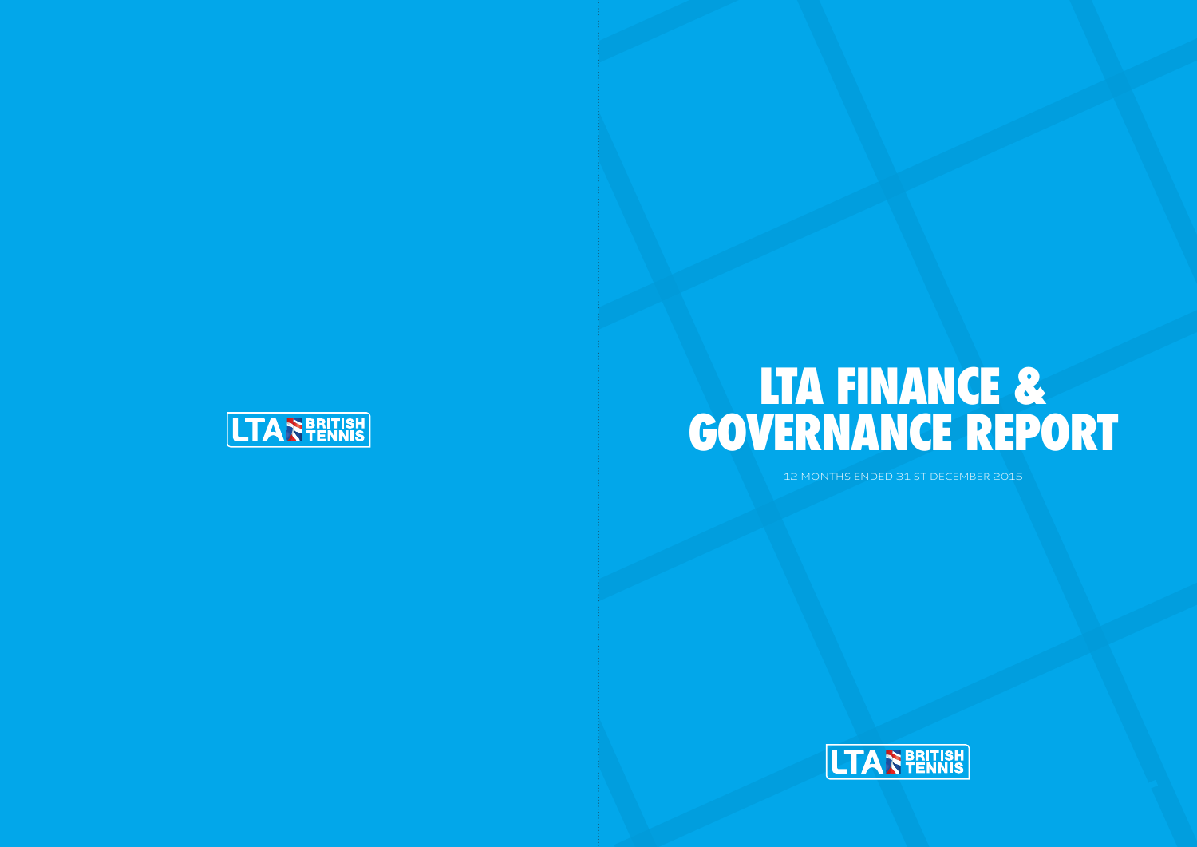LTA BRITISH TENNIS

# LTA FINANCE & GOVERNANCE REPORT

12 MONTHS ENDED 31 ST DECEMBER 2015

LTA BRITISH TENNIS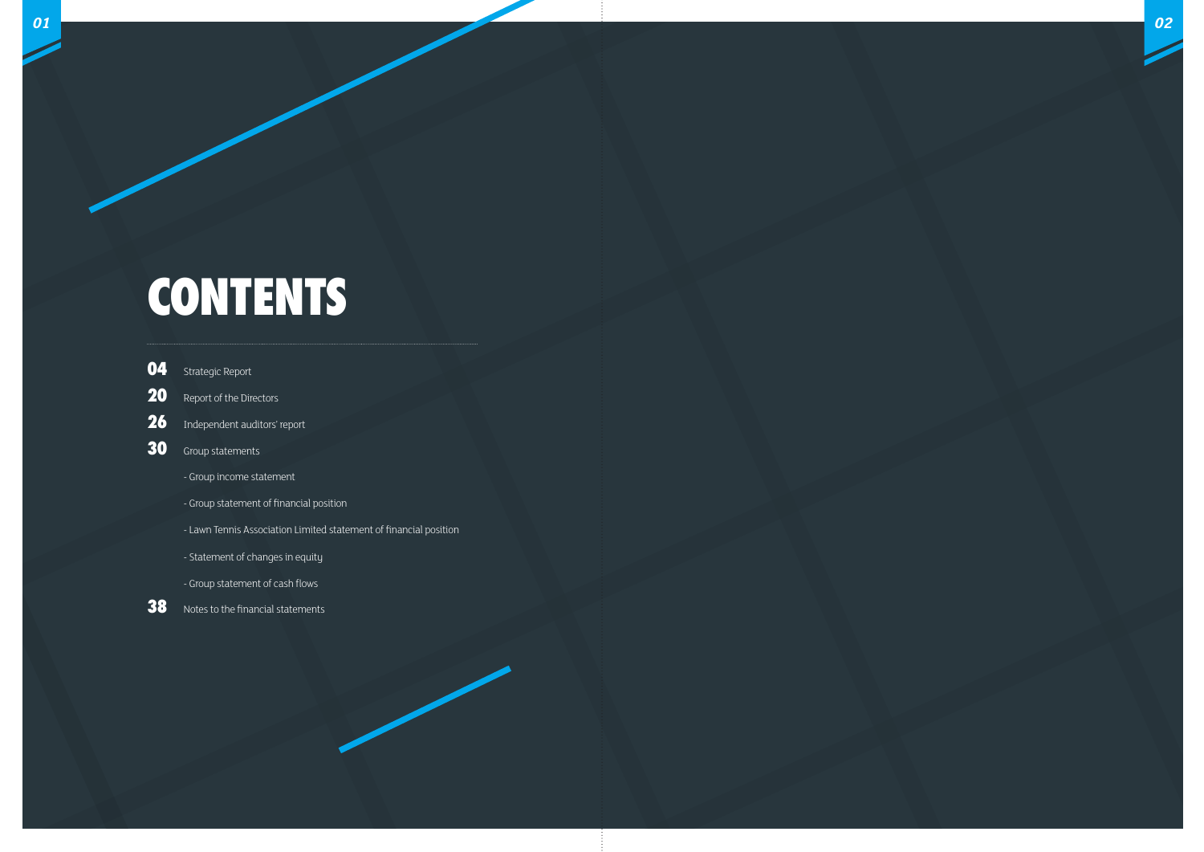# CONTENTS

**04** Strategic Report

**20** Report of the Directors

**26** Independent auditors' report

**30** Group statements

- Group income statement
- Group statement of financial position
- Lawn Tennis Association Limited statement of financial position
- Statement of changes in equity
- Group statement of cash flows

**38** Notes to the financial statements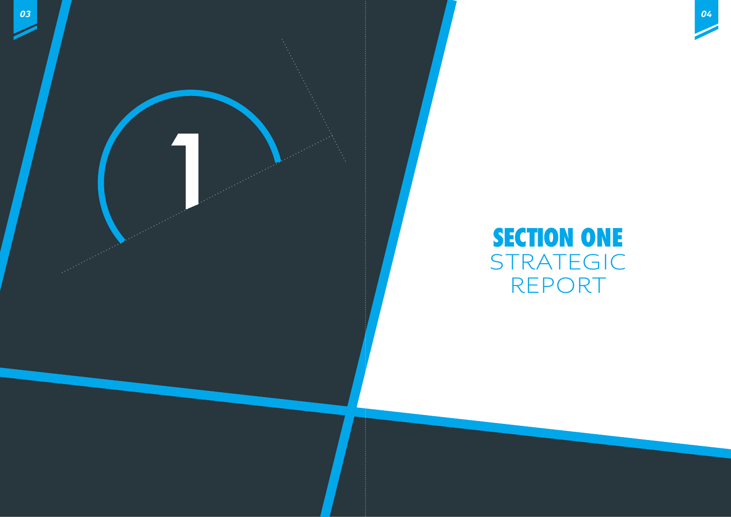# SECTION ONE STRATEGIC REPORT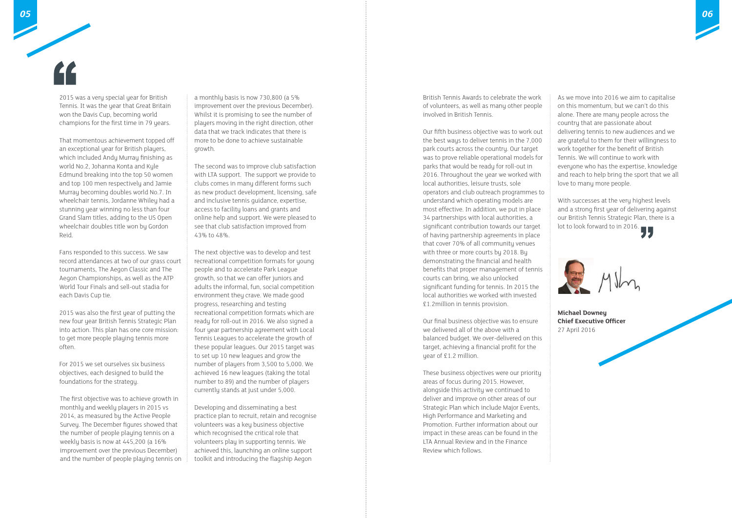2015 was a very special year for British Tennis. It was the year that Great Britain won the Davis Cup, becoming world champions for the first time in 79 years.

That momentous achievement topped off an exceptional year for British players, which included Andy Murray finishing as world No.2, Johanna Konta and Kyle Edmund breaking into the top 50 women and top 100 men respectively and Jamie Murray becoming doubles world No.7. In wheelchair tennis, Jordanne Whiley had a stunning year winning no less than four Grand Slam titles, adding to the US Open wheelchair doubles title won by Gordon Reid.

Fans responded to this success. We saw record attendances at two of our grass court tournaments, The Aegon Classic and The Aegon Championships, as well as the ATP World Tour Finals and sell-out stadia for each Davis Cup tie.

2015 was also the first year of putting the new four year British Tennis Strategic Plan into action. This plan has one core mission: to get more people playing tennis more often.

For 2015 we set ourselves six business objectives, each designed to build the foundations for the strategy.

The first objective was to achieve growth in monthly and weekly players in 2015 vs 2014, as measured by the Active People Survey. The December figures showed that the number of people playing tennis on a weekly basis is now at 445,200 (a 16% improvement over the previous December) and the number of people playing tennis on a monthly basis is now 730,800 (a 5% improvement over the previous December). Whilst it is promising to see the number of players moving in the right direction, other data that we track indicates that there is more to be done to achieve sustainable growth.

The second was to improve club satisfaction with LTA support. The support we provide to clubs comes in many different forms such as new product development, licensing, safe and inclusive tennis guidance, expertise, access to facility loans and grants and online help and support. We were pleased to see that club satisfaction improved from 43% to 48%.

The next objective was to develop and test recreational competition formats for young people and to accelerate Park League growth, so that we can offer juniors and adults the informal, fun, social competition environment they crave. We made good progress, researching and testing recreational competition formats which are ready for roll-out in 2016. We also signed a four year partnership agreement with Local Tennis Leagues to accelerate the growth of these popular leagues. Our 2015 target was to set up 10 new leagues and grow the number of players from 3,500 to 5,000. We achieved 16 new leagues (taking the total number to 89) and the number of players currently stands at just under 5,000.

Developing and disseminating a best practice plan to recruit, retain and recognise volunteers was a key business objective which recognised the critical role that volunteers play in supporting tennis. We achieved this, launching an online support toolkit and introducing the flagship Aegon British Tennis Awards to celebrate the work of volunteers, as well as many other people involved in British Tennis.

Our fifth business objective was to work out the best ways to deliver tennis in the 7,000 park courts across the country. Our target was to prove reliable operational models for parks that would be ready for roll-out in 2016. Throughout the year we worked with local authorities, leisure trusts, sole operators and club outreach programmes to understand which operating models are most effective. In addition, we put in place 34 partnerships with local authorities, a significant contribution towards our target of having partnership agreements in place that cover 70% of all community venues with three or more courts by 2018. By demonstrating the financial and health benefits that proper management of tennis courts can bring, we also unlocked significant funding for tennis. In 2015 the local authorities we worked with invested £1.2million in tennis provision.

Our final business objective was to ensure we delivered all of the above with a balanced budget. We over-delivered on this target, achieving a financial profit for the year of £1.2 million.

These business objectives were our priority areas of focus during 2015. However, alongside this activity we continued to deliver and improve on other areas of our Strategic Plan which include Major Events, High Performance and Marketing and Promotion. Further information about our impact in these areas can be found in the LTA Annual Review and in the Finance Review which follows.

As we move into 2016 we aim to capitalise on this momentum, but we can't do this alone. There are many people across the country that are passionate about delivering tennis to new audiences and we are grateful to them for their willingness to work together for the benefit of British Tennis. We will continue to work with everyone who has the expertise, knowledge and reach to help bring the sport that we all love to many more people.

With successes at the very highest levels and a strong first year of delivering against our British Tennis Strategic Plan, there is a lot to look forward to in 2016.

**Michael Downey**
**Chief Executive Officer**
27 April 2016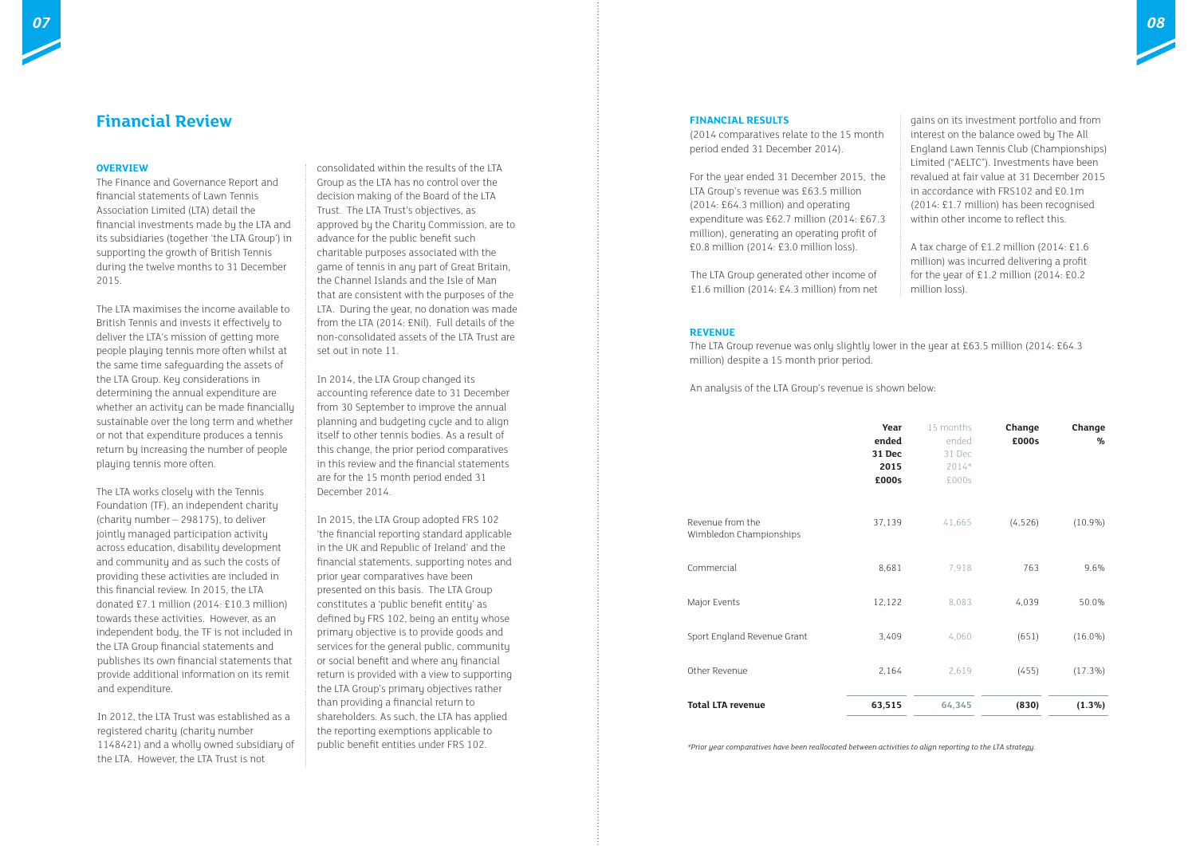# Financial Review

## OVERVIEW

The Finance and Governance Report and financial statements of Lawn Tennis Association Limited (LTA) detail the financial investments made by the LTA and its subsidiaries (together 'the LTA Group') in supporting the growth of British Tennis during the twelve months to 31 December 2015.

The LTA maximises the income available to British Tennis and invests it effectively to deliver the LTA's mission of getting more people playing tennis more often whilst at the same time safeguarding the assets of the LTA Group. Key considerations in determining the annual expenditure are whether an activity can be made financially sustainable over the long term and whether or not that expenditure produces a tennis return by increasing the number of people playing tennis more often.

The LTA works closely with the Tennis Foundation (TF), an independent charity (charity number – 298175), to deliver jointly managed participation activity across education, disability development and community and as such the costs of providing these activities are included in this financial review. In 2015, the LTA donated £7.1 million (2014: £10.3 million) towards these activities. However, as an independent body, the TF is not included in the LTA Group financial statements and publishes its own financial statements that provide additional information on its remit and expenditure.

In 2012, the LTA Trust was established as a registered charity (charity number 1148421) and a wholly owned subsidiary of the LTA. However, the LTA Trust is not consolidated within the results of the LTA Group as the LTA has no control over the decision making of the Board of the LTA Trust. The LTA Trust's objectives, as approved by the Charity Commission, are to advance for the public benefit such charitable purposes associated with the game of tennis in any part of Great Britain, the Channel Islands and the Isle of Man that are consistent with the purposes of the LTA. During the year, no donation was made from the LTA (2014: £Nil). Full details of the non-consolidated assets of the LTA Trust are set out in note 11.

In 2014, the LTA Group changed its accounting reference date to 31 December from 30 September to improve the annual planning and budgeting cycle and to align itself to other tennis bodies. As a result of this change, the prior period comparatives in this review and the financial statements are for the 15 month period ended 31 December 2014.

In 2015, the LTA Group adopted FRS 102 'the financial reporting standard applicable in the UK and Republic of Ireland' and the financial statements, supporting notes and prior year comparatives have been presented on this basis. The LTA Group constitutes a 'public benefit entity' as defined by FRS 102, being an entity whose primary objective is to provide goods and services for the general public, community or social benefit and where any financial return is provided with a view to supporting the LTA Group's primary objectives rather than providing a financial return to shareholders. As such, the LTA has applied the reporting exemptions applicable to public benefit entities under FRS 102.

## FINANCIAL RESULTS

(2014 comparatives relate to the 15 month period ended 31 December 2014).

For the year ended 31 December 2015, the LTA Group's revenue was £63.5 million (2014: £64.3 million) and operating expenditure was £62.7 million (2014: £67.3 million), generating an operating profit of £0.8 million (2014: £3.0 million loss).

The LTA Group generated other income of £1.6 million (2014: £4.3 million) from net gains on its investment portfolio and from interest on the balance owed by The All England Lawn Tennis Club (Championships) Limited ("AELTC"). Investments have been revalued at fair value at 31 December 2015 in accordance with FRS102 and £0.1m (2014: £1.7 million) has been recognised within other income to reflect this.

A tax charge of £1.2 million (2014: £1.6 million) was incurred delivering a profit for the year of £1.2 million (2014: £0.2 million loss).

## REVENUE

The LTA Group revenue was only slightly lower in the year at £63.5 million (2014: £64.3 million) despite a 15 month prior period.

An analysis of the LTA Group's revenue is shown below:

| | Year ended 31 Dec 2015 £000s | 15 months ended 31 Dec 2014* £000s | Change £000s | Change % |
|---|---|---|---|---|
| Revenue from the Wimbledon Championships | 37,139 | 41,665 | (4,526) | (10.9%) |
| Commercial | 8,681 | 7,918 | 763 | 9.6% |
| Major Events | 12,122 | 8,083 | 4,039 | 50.0% |
| Sport England Revenue Grant | 3,409 | 4,060 | (651) | (16.0%) |
| Other Revenue | 2,164 | 2,619 | (455) | (17.3%) |
| **Total LTA revenue** | **63,515** | **64,345** | **(830)** | **(1.3%)** |

*\*Prior year comparatives have been reallocated between activities to align reporting to the LTA strategy.*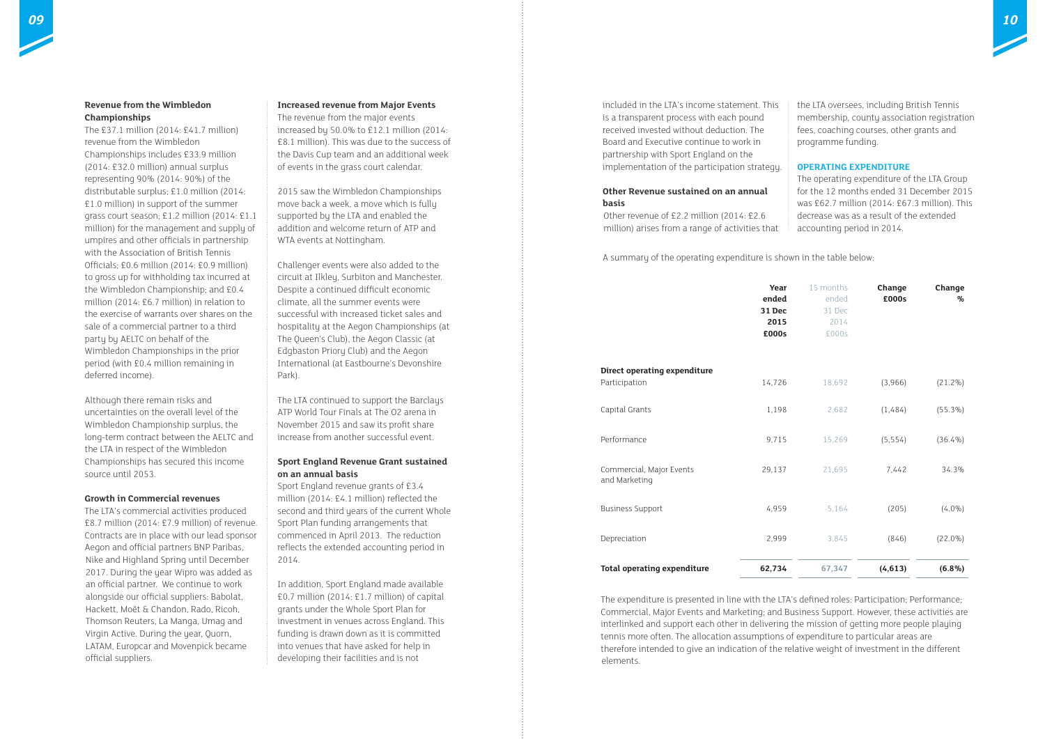### Revenue from the Wimbledon Championships

The £37.1 million (2014: £41.7 million) revenue from the Wimbledon Championships includes £33.9 million (2014: £32.0 million) annual surplus representing 90% (2014: 90%) of the distributable surplus; £1.0 million (2014: £1.0 million) in support of the summer grass court season; £1.2 million (2014: £1.1 million) for the management and supply of umpires and other officials in partnership with the Association of British Tennis Officials; £0.6 million (2014: £0.9 million) to gross up for withholding tax incurred at the Wimbledon Championship; and £0.4 million (2014: £6.7 million) in relation to the exercise of warrants over shares on the sale of a commercial partner to a third party by AELTC on behalf of the Wimbledon Championships in the prior period (with £0.4 million remaining in deferred income).

Although there remain risks and uncertainties on the overall level of the Wimbledon Championship surplus, the long-term contract between the AELTC and the LTA in respect of the Wimbledon Championships has secured this income source until 2053.

### Growth in Commercial revenues

The LTA's commercial activities produced £8.7 million (2014: £7.9 million) of revenue. Contracts are in place with our lead sponsor Aegon and official partners BNP Paribas, Nike and Highland Spring until December 2017. During the year Wipro was added as an official partner. We continue to work alongside our official suppliers: Babolat, Hackett, Moët & Chandon, Rado, Ricoh, Thomson Reuters, La Manga, Umag and Virgin Active. During the year, Quorn, LATAM, Europcar and Movenpick became official suppliers.

### Increased revenue from Major Events

The revenue from the major events increased by 50.0% to £12.1 million (2014: £8.1 million). This was due to the success of the Davis Cup team and an additional week of events in the grass court calendar.

2015 saw the Wimbledon Championships move back a week, a move which is fully supported by the LTA and enabled the addition and welcome return of ATP and WTA events at Nottingham.

Challenger events were also added to the circuit at Ilkley, Surbiton and Manchester. Despite a continued difficult economic climate, all the summer events were successful with increased ticket sales and hospitality at the Aegon Championships (at The Queen's Club), the Aegon Classic (at Edgbaston Priory Club) and the Aegon International (at Eastbourne's Devonshire Park).

The LTA continued to support the Barclays ATP World Tour Finals at The O2 arena in November 2015 and saw its profit share increase from another successful event.

### Sport England Revenue Grant sustained on an annual basis

Sport England revenue grants of £3.4 million (2014: £4.1 million) reflected the second and third years of the current Whole Sport Plan funding arrangements that commenced in April 2013. The reduction reflects the extended accounting period in 2014.

In addition, Sport England made available £0.7 million (2014: £1.7 million) of capital grants under the Whole Sport Plan for investment in venues across England. This funding is drawn down as it is committed into venues that have asked for help in developing their facilities and is not included in the LTA's income statement. This is a transparent process with each pound received invested without deduction. The Board and Executive continue to work in partnership with Sport England on the implementation of the participation strategy.

### Other Revenue sustained on an annual basis

Other revenue of £2.2 million (2014: £2.6 million) arises from a range of activities that the LTA oversees, including British Tennis membership, county association registration fees, coaching courses, other grants and programme funding.

## OPERATING EXPENDITURE

The operating expenditure of the LTA Group for the 12 months ended 31 December 2015 was £62.7 million (2014: £67.3 million). This decrease was as a result of the extended accounting period in 2014.

A summary of the operating expenditure is shown in the table below:

| | Year ended 31 Dec 2015 £000s | 15 months ended 31 Dec 2014 £000s | Change £000s | Change % |
|---|---|---|---|---|
| **Direct operating expenditure** | | | | |
| Participation | 14,726 | 18,692 | (3,966) | (21.2%) |
| Capital Grants | 1,198 | 2,682 | (1,484) | (55.3%) |
| Performance | 9,715 | 15,269 | (5,554) | (36.4%) |
| Commercial, Major Events and Marketing | 29,137 | 21,695 | 7,442 | 34.3% |
| Business Support | 4,959 | 5,164 | (205) | (4.0%) |
| Depreciation | 2,999 | 3,845 | (846) | (22.0%) |
| **Total operating expenditure** | **62,734** | **67,347** | **(4,613)** | **(6.8%)** |

The expenditure is presented in line with the LTA's defined roles: Participation; Performance; Commercial, Major Events and Marketing; and Business Support. However, these activities are interlinked and support each other in delivering the mission of getting more people playing tennis more often. The allocation assumptions of expenditure to particular areas are therefore intended to give an indication of the relative weight of investment in the different elements.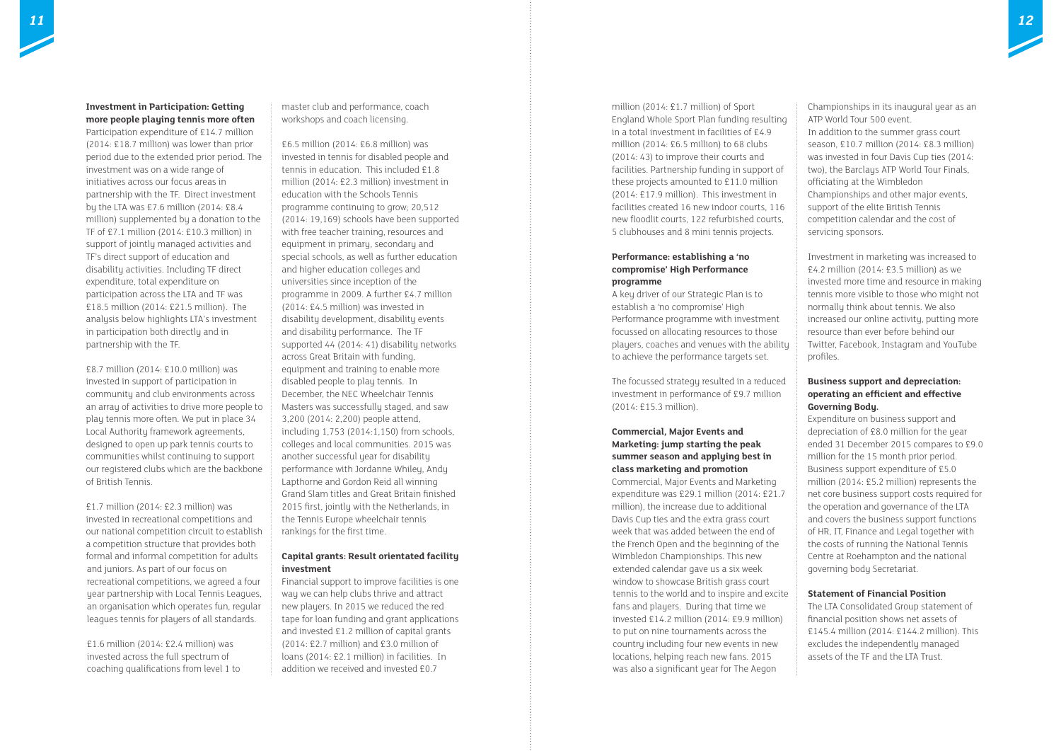**Investment in Participation: Getting more people playing tennis more often**

Participation expenditure of £14.7 million (2014: £18.7 million) was lower than prior period due to the extended prior period. The investment was on a wide range of initiatives across our focus areas in partnership with the TF. Direct investment by the LTA was £7.6 million (2014: £8.4 million) supplemented by a donation to the TF of £7.1 million (2014: £10.3 million) in support of jointly managed activities and TF's direct support of education and disability activities. Including TF direct expenditure, total expenditure on participation across the LTA and TF was £18.5 million (2014: £21.5 million). The analysis below highlights LTA's investment in participation both directly and in partnership with the TF.

£8.7 million (2014: £10.0 million) was invested in support of participation in community and club environments across an array of activities to drive more people to play tennis more often. We put in place 34 Local Authority framework agreements, designed to open up park tennis courts to communities whilst continuing to support our registered clubs which are the backbone of British Tennis.

£1.7 million (2014: £2.3 million) was invested in recreational competitions and our national competition circuit to establish a competition structure that provides both formal and informal competition for adults and juniors. As part of our focus on recreational competitions, we agreed a four year partnership with Local Tennis Leagues, an organisation which operates fun, regular leagues tennis for players of all standards.

£1.6 million (2014: £2.4 million) was invested across the full spectrum of coaching qualifications from level 1 to master club and performance, coach workshops and coach licensing.

£6.5 million (2014: £6.8 million) was invested in tennis for disabled people and tennis in education. This included £1.8 million (2014: £2.3 million) investment in education with the Schools Tennis programme continuing to grow; 20,512 (2014: 19,169) schools have been supported with free teacher training, resources and equipment in primary, secondary and special schools, as well as further education and higher education colleges and universities since inception of the programme in 2009. A further £4.7 million (2014: £4.5 million) was invested in disability development, disability events and disability performance. The TF supported 44 (2014: 41) disability networks across Great Britain with funding, equipment and training to enable more disabled people to play tennis. In December, the NEC Wheelchair Tennis Masters was successfully staged, and saw 3,200 (2014: 2,200) people attend, including 1,753 (2014:1,150) from schools, colleges and local communities. 2015 was another successful year for disability performance with Jordanne Whiley, Andy Lapthorne and Gordon Reid all winning Grand Slam titles and Great Britain finished 2015 first, jointly with the Netherlands, in the Tennis Europe wheelchair tennis rankings for the first time.

**Capital grants: Result orientated facility investment**

Financial support to improve facilities is one way we can help clubs thrive and attract new players. In 2015 we reduced the red tape for loan funding and grant applications and invested £1.2 million of capital grants (2014: £2.7 million) and £3.0 million of loans (2014: £2.1 million) in facilities. In addition we received and invested £0.7 million (2014: £1.7 million) of Sport England Whole Sport Plan funding resulting in a total investment in facilities of £4.9 million (2014: £6.5 million) to 68 clubs (2014: 43) to improve their courts and facilities. Partnership funding in support of these projects amounted to £11.0 million (2014: £17.9 million). This investment in facilities created 16 new indoor courts, 116 new floodlit courts, 122 refurbished courts, 5 clubhouses and 8 mini tennis projects.

**Performance: establishing a 'no compromise' High Performance programme**

A key driver of our Strategic Plan is to establish a 'no compromise' High Performance programme with investment focussed on allocating resources to those players, coaches and venues with the ability to achieve the performance targets set.

The focussed strategy resulted in a reduced investment in performance of £9.7 million (2014: £15.3 million).

**Commercial, Major Events and Marketing: jump starting the peak summer season and applying best in class marketing and promotion**

Commercial, Major Events and Marketing expenditure was £29.1 million (2014: £21.7 million), the increase due to additional Davis Cup ties and the extra grass court week that was added between the end of the French Open and the beginning of the Wimbledon Championships. This new extended calendar gave us a six week window to showcase British grass court tennis to the world and to inspire and excite fans and players. During that time we invested £14.2 million (2014: £9.9 million) to put on nine tournaments across the country including four new events in new locations, helping reach new fans. 2015 was also a significant year for The Aegon Championships in its inaugural year as an ATP World Tour 500 event.

In addition to the summer grass court season, £10.7 million (2014: £8.3 million) was invested in four Davis Cup ties (2014: two), the Barclays ATP World Tour Finals, officiating at the Wimbledon Championships and other major events, support of the elite British Tennis competition calendar and the cost of servicing sponsors.

Investment in marketing was increased to £4.2 million (2014: £3.5 million) as we invested more time and resource in making tennis more visible to those who might not normally think about tennis. We also increased our online activity, putting more resource than ever before behind our Twitter, Facebook, Instagram and YouTube profiles.

**Business support and depreciation: operating an efficient and effective Governing Body.**

Expenditure on business support and depreciation of £8.0 million for the year ended 31 December 2015 compares to £9.0 million for the 15 month prior period. Business support expenditure of £5.0 million (2014: £5.2 million) represents the net core business support costs required for the operation and governance of the LTA and covers the business support functions of HR, IT, Finance and Legal together with the costs of running the National Tennis Centre at Roehampton and the national governing body Secretariat.

**Statement of Financial Position**

The LTA Consolidated Group statement of financial position shows net assets of £145.4 million (2014: £144.2 million). This excludes the independently managed assets of the TF and the LTA Trust.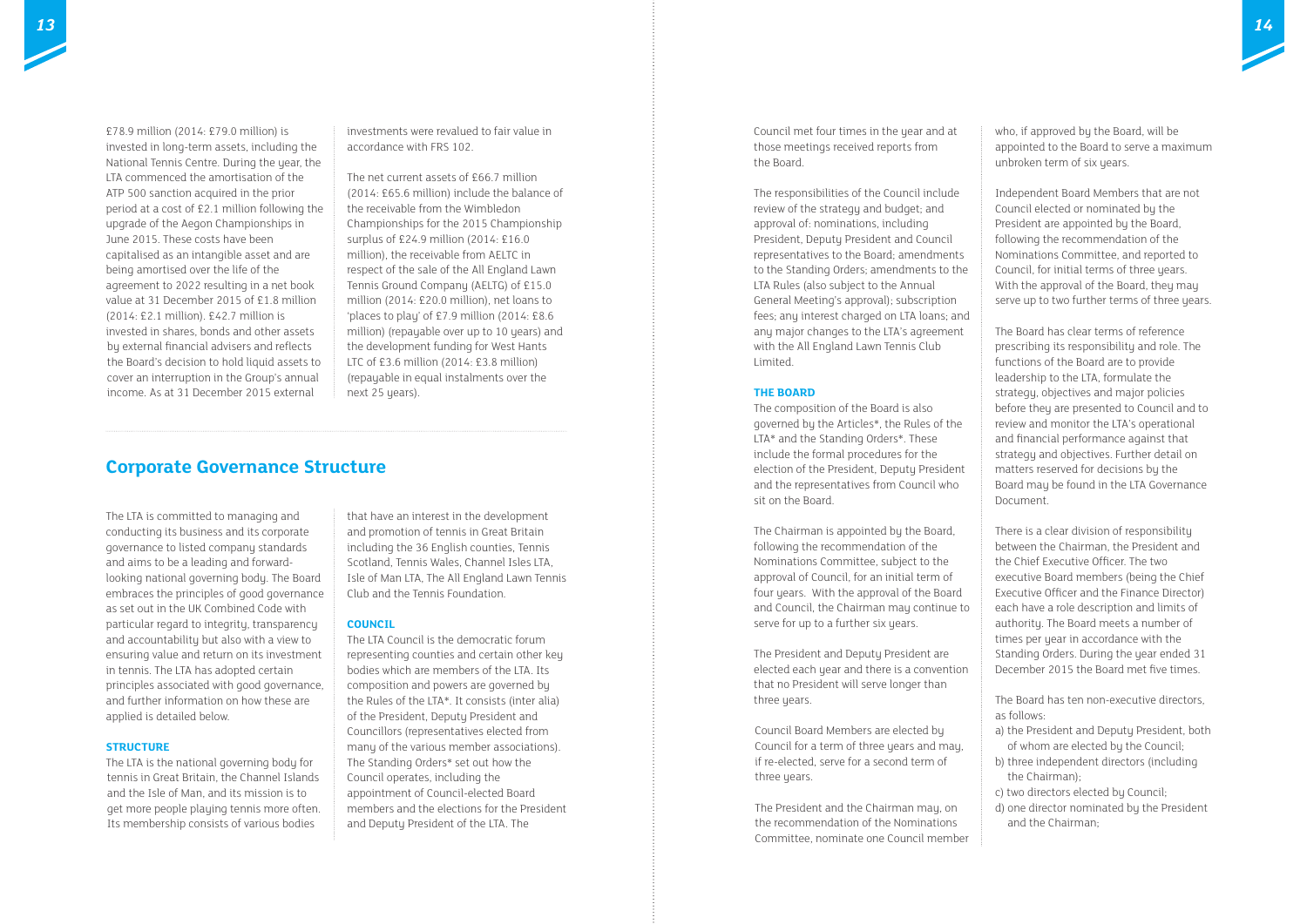£78.9 million (2014: £79.0 million) is invested in long-term assets, including the National Tennis Centre. During the year, the LTA commenced the amortisation of the ATP 500 sanction acquired in the prior period at a cost of £2.1 million following the upgrade of the Aegon Championships in June 2015. These costs have been capitalised as an intangible asset and are being amortised over the life of the agreement to 2022 resulting in a net book value at 31 December 2015 of £1.8 million (2014: £2.1 million). £42.7 million is invested in shares, bonds and other assets by external financial advisers and reflects the Board's decision to hold liquid assets to cover an interruption in the Group's annual income. As at 31 December 2015 external investments were revalued to fair value in accordance with FRS 102.

The net current assets of £66.7 million (2014: £65.6 million) include the balance of the receivable from the Wimbledon Championships for the 2015 Championship surplus of £24.9 million (2014: £16.0 million), the receivable from AELTC in respect of the sale of the All England Lawn Tennis Ground Company (AELTG) of £15.0 million (2014: £20.0 million), net loans to 'places to play' of £7.9 million (2014: £8.6 million) (repayable over up to 10 years) and the development funding for West Hants LTC of £3.6 million (2014: £3.8 million) (repayable in equal instalments over the next 25 years).

## Corporate Governance Structure

The LTA is committed to managing and conducting its business and its corporate governance to listed company standards and aims to be a leading and forward-looking national governing body. The Board embraces the principles of good governance as set out in the UK Combined Code with particular regard to integrity, transparency and accountability but also with a view to ensuring value and return on its investment in tennis. The LTA has adopted certain principles associated with good governance, and further information on how these are applied is detailed below.

### STRUCTURE

The LTA is the national governing body for tennis in Great Britain, the Channel Islands and the Isle of Man, and its mission is to get more people playing tennis more often. Its membership consists of various bodies that have an interest in the development and promotion of tennis in Great Britain including the 36 English counties, Tennis Scotland, Tennis Wales, Channel Isles LTA, Isle of Man LTA, The All England Lawn Tennis Club and the Tennis Foundation.

### COUNCIL

The LTA Council is the democratic forum representing counties and certain other key bodies which are members of the LTA. Its composition and powers are governed by the Rules of the LTA*. It consists (inter alia) of the President, Deputy President and Councillors (representatives elected from many of the various member associations). The Standing Orders* set out how the Council operates, including the appointment of Council-elected Board members and the elections for the President and Deputy President of the LTA. The Council met four times in the year and at those meetings received reports from the Board.

The responsibilities of the Council include review of the strategy and budget; and approval of: nominations, including President, Deputy President and Council representatives to the Board; amendments to the Standing Orders; amendments to the LTA Rules (also subject to the Annual General Meeting's approval); subscription fees; any interest charged on LTA loans; and any major changes to the LTA's agreement with the All England Lawn Tennis Club Limited.

### THE BOARD

The composition of the Board is also governed by the Articles*, the Rules of the LTA* and the Standing Orders*. These include the formal procedures for the election of the President, Deputy President and the representatives from Council who sit on the Board.

The Chairman is appointed by the Board, following the recommendation of the Nominations Committee, subject to the approval of Council, for an initial term of four years. With the approval of the Board and Council, the Chairman may continue to serve for up to a further six years.

The President and Deputy President are elected each year and there is a convention that no President will serve longer than three years.

Council Board Members are elected by Council for a term of three years and may, if re-elected, serve for a second term of three years.

The President and the Chairman may, on the recommendation of the Nominations Committee, nominate one Council member who, if approved by the Board, will be appointed to the Board to serve a maximum unbroken term of six years.

Independent Board Members that are not Council elected or nominated by the President are appointed by the Board, following the recommendation of the Nominations Committee, and reported to Council, for initial terms of three years. With the approval of the Board, they may serve up to two further terms of three years.

The Board has clear terms of reference prescribing its responsibility and role. The functions of the Board are to provide leadership to the LTA, formulate the strategy, objectives and major policies before they are presented to Council and to review and monitor the LTA's operational and financial performance against that strategy and objectives. Further detail on matters reserved for decisions by the Board may be found in the LTA Governance Document.

There is a clear division of responsibility between the Chairman, the President and the Chief Executive Officer. The two executive Board members (being the Chief Executive Officer and the Finance Director) each have a role description and limits of authority. The Board meets a number of times per year in accordance with the Standing Orders. During the year ended 31 December 2015 the Board met five times.

The Board has ten non-executive directors, as follows:

a) the President and Deputy President, both of whom are elected by the Council;
b) three independent directors (including the Chairman);
c) two directors elected by Council;
d) one director nominated by the President and the Chairman;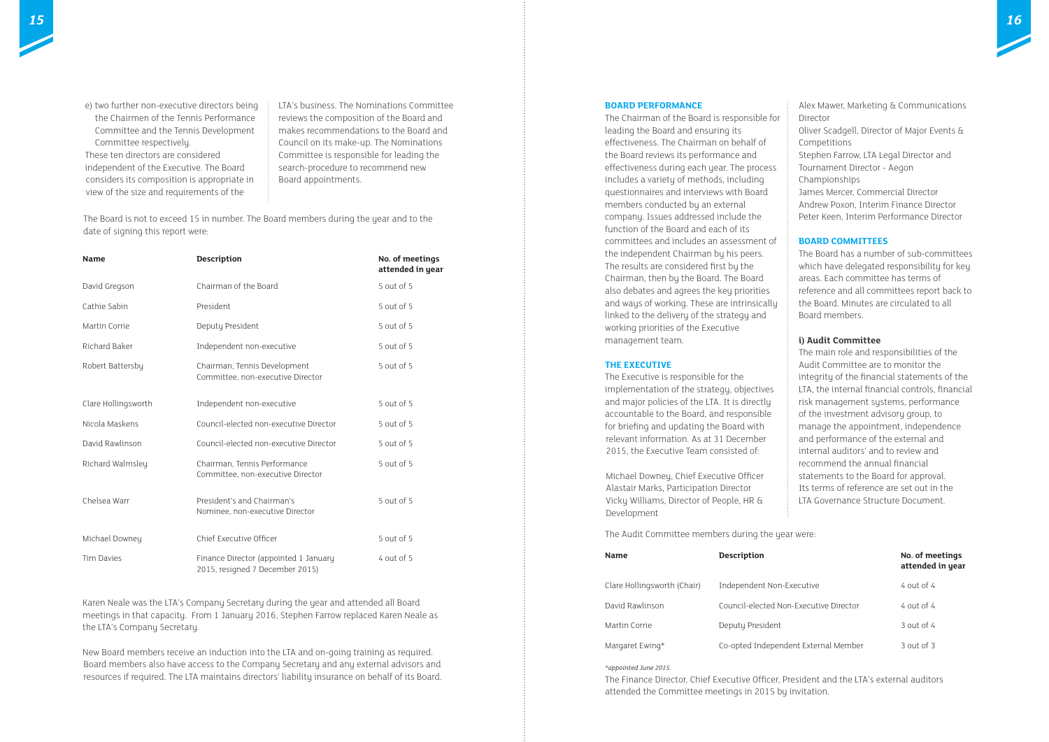e) two further non-executive directors being the Chairmen of the Tennis Performance Committee and the Tennis Development Committee respectively.

These ten directors are considered independent of the Executive. The Board considers its composition is appropriate in view of the size and requirements of the LTA's business. The Nominations Committee reviews the composition of the Board and makes recommendations to the Board and Council on its make-up. The Nominations Committee is responsible for leading the search-procedure to recommend new Board appointments.

The Board is not to exceed 15 in number. The Board members during the year and to the date of signing this report were:

| Name | Description | No. of meetings attended in year |
|---|---|---|
| David Gregson | Chairman of the Board | 5 out of 5 |
| Cathie Sabin | President | 5 out of 5 |
| Martin Corrie | Deputy President | 5 out of 5 |
| Richard Baker | Independent non-executive | 5 out of 5 |
| Robert Battersby | Chairman, Tennis Development Committee, non-executive Director | 5 out of 5 |
| Clare Hollingsworth | Independent non-executive | 5 out of 5 |
| Nicola Maskens | Council-elected non-executive Director | 5 out of 5 |
| David Rawlinson | Council-elected non-executive Director | 5 out of 5 |
| Richard Walmsley | Chairman, Tennis Performance Committee, non-executive Director | 5 out of 5 |
| Chelsea Warr | President's and Chairman's Nominee, non-executive Director | 5 out of 5 |
| Michael Downey | Chief Executive Officer | 5 out of 5 |
| Tim Davies | Finance Director (appointed 1 January 2015, resigned 7 December 2015) | 4 out of 5 |

Karen Neale was the LTA's Company Secretary during the year and attended all Board meetings in that capacity. From 1 January 2016, Stephen Farrow replaced Karen Neale as the LTA's Company Secretary.

New Board members receive an induction into the LTA and on-going training as required. Board members also have access to the Company Secretary and any external advisors and resources if required. The LTA maintains directors' liability insurance on behalf of its Board.

## BOARD PERFORMANCE

The Chairman of the Board is responsible for leading the Board and ensuring its effectiveness. The Chairman on behalf of the Board reviews its performance and effectiveness during each year. The process includes a variety of methods, including questionnaires and interviews with Board members conducted by an external company. Issues addressed include the function of the Board and each of its committees and includes an assessment of the independent Chairman by his peers. The results are considered first by the Chairman, then by the Board. The Board also debates and agrees the key priorities and ways of working. These are intrinsically linked to the delivery of the strategy and working priorities of the Executive management team.

## THE EXECUTIVE

The Executive is responsible for the implementation of the strategy, objectives and major policies of the LTA. It is directly accountable to the Board, and responsible for briefing and updating the Board with relevant information. As at 31 December 2015, the Executive Team consisted of:

Michael Downey, Chief Executive Officer
Alastair Marks, Participation Director
Vicky Williams, Director of People, HR & Development
Alex Mawer, Marketing & Communications Director
Oliver Scadgell, Director of Major Events & Competitions
Stephen Farrow, LTA Legal Director and Tournament Director - Aegon Championships
James Mercer, Commercial Director
Andrew Poxon, Interim Finance Director
Peter Keen, Interim Performance Director

## BOARD COMMITTEES

The Board has a number of sub-committees which have delegated responsibility for key areas. Each committee has terms of reference and all committees report back to the Board. Minutes are circulated to all Board members.

### i) Audit Committee

The main role and responsibilities of the Audit Committee are to monitor the integrity of the financial statements of the LTA, the internal financial controls, financial risk management systems, performance of the investment advisory group, to manage the appointment, independence and performance of the external and internal auditors' and to review and recommend the annual financial statements to the Board for approval. Its terms of reference are set out in the LTA Governance Structure Document.

The Audit Committee members during the year were:

| Name | Description | No. of meetings attended in year |
|---|---|---|
| Clare Hollingsworth (Chair) | Independent Non-Executive | 4 out of 4 |
| David Rawlinson | Council-elected Non-Executive Director | 4 out of 4 |
| Martin Corrie | Deputy President | 3 out of 4 |
| Margaret Ewing* | Co-opted Independent External Member | 3 out of 3 |

*appointed June 2015.*

The Finance Director, Chief Executive Officer, President and the LTA's external auditors attended the Committee meetings in 2015 by invitation.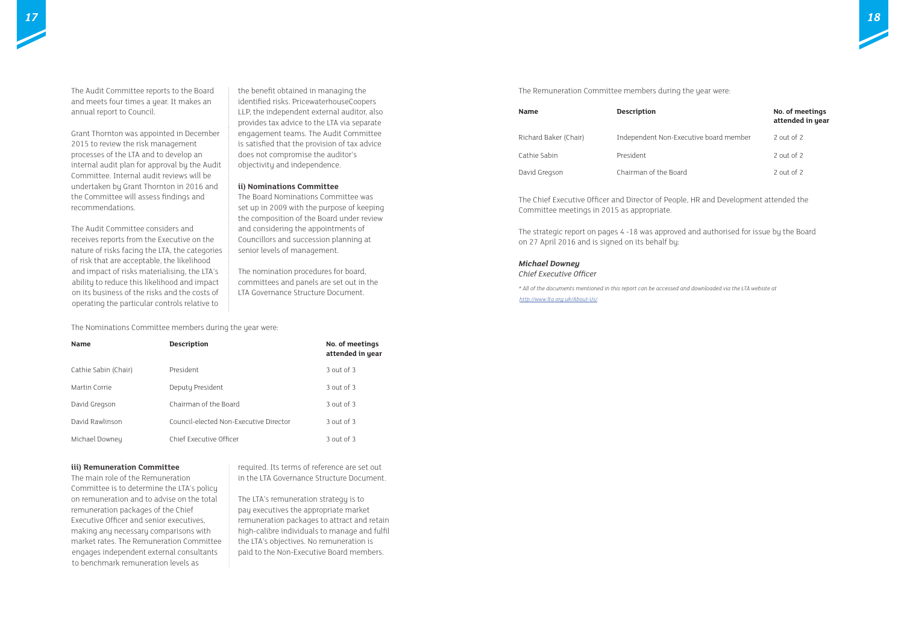The Audit Committee reports to the Board and meets four times a year. It makes an annual report to Council.

Grant Thornton was appointed in December 2015 to review the risk management processes of the LTA and to develop an internal audit plan for approval by the Audit Committee. Internal audit reviews will be undertaken by Grant Thornton in 2016 and the Committee will assess findings and recommendations.

The Audit Committee considers and receives reports from the Executive on the nature of risks facing the LTA, the categories of risk that are acceptable, the likelihood and impact of risks materialising, the LTA's ability to reduce this likelihood and impact on its business of the risks and the costs of operating the particular controls relative to the benefit obtained in managing the identified risks. PricewaterhouseCoopers LLP, the independent external auditor, also provides tax advice to the LTA via separate engagement teams. The Audit Committee is satisfied that the provision of tax advice does not compromise the auditor's objectivity and independence.

### ii) Nominations Committee

The Board Nominations Committee was set up in 2009 with the purpose of keeping the composition of the Board under review and considering the appointments of Councillors and succession planning at senior levels of management.

The nomination procedures for board, committees and panels are set out in the LTA Governance Structure Document.

The Nominations Committee members during the year were:

| Name | Description | No. of meetings attended in year |
|---|---|---|
| Cathie Sabin (Chair) | President | 3 out of 3 |
| Martin Corrie | Deputy President | 3 out of 3 |
| David Gregson | Chairman of the Board | 3 out of 3 |
| David Rawlinson | Council-elected Non-Executive Director | 3 out of 3 |
| Michael Downey | Chief Executive Officer | 3 out of 3 |

### iii) Remuneration Committee

The main role of the Remuneration Committee is to determine the LTA's policy on remuneration and to advise on the total remuneration packages of the Chief Executive Officer and senior executives, making any necessary comparisons with market rates. The Remuneration Committee engages independent external consultants to benchmark remuneration levels as required. Its terms of reference are set out in the LTA Governance Structure Document.

The LTA's remuneration strategy is to pay executives the appropriate market remuneration packages to attract and retain high-calibre individuals to manage and fulfil the LTA's objectives. No remuneration is paid to the Non-Executive Board members.

The Remuneration Committee members during the year were:

| Name | Description | No. of meetings attended in year |
|---|---|---|
| Richard Baker (Chair) | Independent Non-Executive board member | 2 out of 2 |
| Cathie Sabin | President | 2 out of 2 |
| David Gregson | Chairman of the Board | 2 out of 2 |

The Chief Executive Officer and Director of People, HR and Development attended the Committee meetings in 2015 as appropriate.

The strategic report on pages 4 -18 was approved and authorised for issue by the Board on 27 April 2016 and is signed on its behalf by:

***Michael Downey***
*Chief Executive Officer*

*\* All of the documents mentioned in this report can be accessed and downloaded via the LTA website at http://www.lta.org.uk/About-Us/*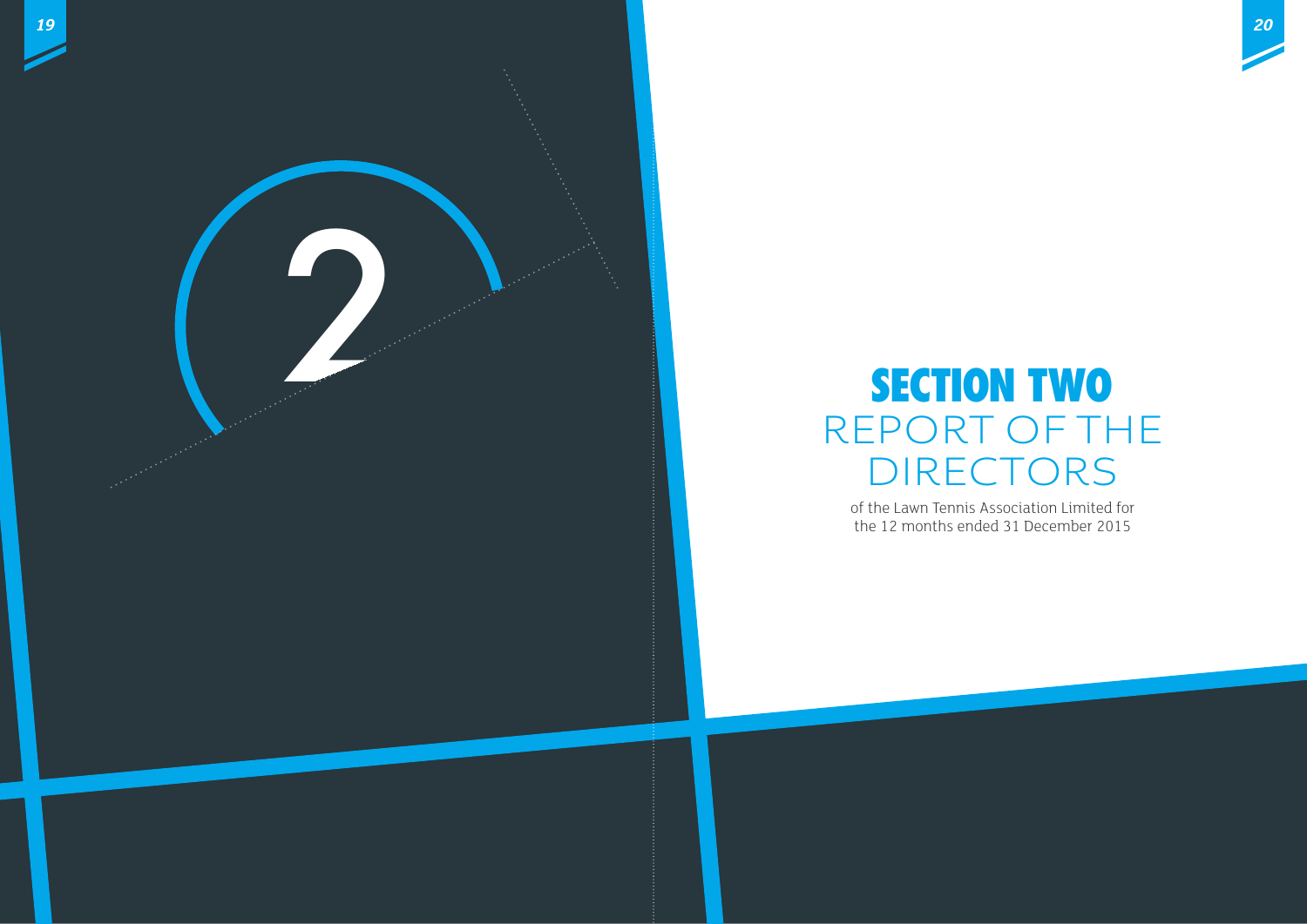2

# SECTION TWO
## REPORT OF THE DIRECTORS

of the Lawn Tennis Association Limited for the 12 months ended 31 December 2015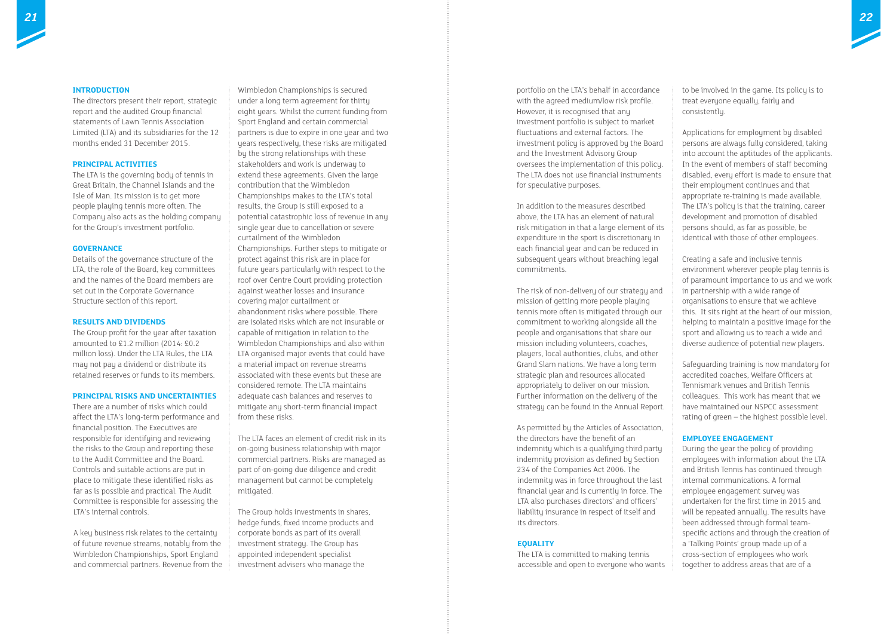## INTRODUCTION

The directors present their report, strategic report and the audited Group financial statements of Lawn Tennis Association Limited (LTA) and its subsidiaries for the 12 months ended 31 December 2015.

## PRINCIPAL ACTIVITIES

The LTA is the governing body of tennis in Great Britain, the Channel Islands and the Isle of Man. Its mission is to get more people playing tennis more often. The Company also acts as the holding company for the Group's investment portfolio.

## GOVERNANCE

Details of the governance structure of the LTA, the role of the Board, key committees and the names of the Board members are set out in the Corporate Governance Structure section of this report.

## RESULTS AND DIVIDENDS

The Group profit for the year after taxation amounted to £1.2 million (2014: £0.2 million loss). Under the LTA Rules, the LTA may not pay a dividend or distribute its retained reserves or funds to its members.

## PRINCIPAL RISKS AND UNCERTAINTIES

There are a number of risks which could affect the LTA's long-term performance and financial position. The Executives are responsible for identifying and reviewing the risks to the Group and reporting these to the Audit Committee and the Board. Controls and suitable actions are put in place to mitigate these identified risks as far as is possible and practical. The Audit Committee is responsible for assessing the LTA's internal controls.

A key business risk relates to the certainty of future revenue streams, notably from the Wimbledon Championships, Sport England and commercial partners. Revenue from the Wimbledon Championships is secured under a long term agreement for thirty eight years. Whilst the current funding from Sport England and certain commercial partners is due to expire in one year and two years respectively, these risks are mitigated by the strong relationships with these stakeholders and work is underway to extend these agreements. Given the large contribution that the Wimbledon Championships makes to the LTA's total results, the Group is still exposed to a potential catastrophic loss of revenue in any single year due to cancellation or severe curtailment of the Wimbledon Championships. Further steps to mitigate or protect against this risk are in place for future years particularly with respect to the roof over Centre Court providing protection against weather losses and insurance covering major curtailment or abandonment risks where possible. There are isolated risks which are not insurable or capable of mitigation in relation to the Wimbledon Championships and also within LTA organised major events that could have a material impact on revenue streams associated with these events but these are considered remote. The LTA maintains adequate cash balances and reserves to mitigate any short-term financial impact from these risks.

The LTA faces an element of credit risk in its on-going business relationship with major commercial partners. Risks are managed as part of on-going due diligence and credit management but cannot be completely mitigated.

The Group holds investments in shares, hedge funds, fixed income products and corporate bonds as part of its overall investment strategy. The Group has appointed independent specialist investment advisers who manage the portfolio on the LTA's behalf in accordance with the agreed medium/low risk profile. However, it is recognised that any investment portfolio is subject to market fluctuations and external factors. The investment policy is approved by the Board and the Investment Advisory Group oversees the implementation of this policy. The LTA does not use financial instruments for speculative purposes.

In addition to the measures described above, the LTA has an element of natural risk mitigation in that a large element of its expenditure in the sport is discretionary in each financial year and can be reduced in subsequent years without breaching legal commitments.

The risk of non-delivery of our strategy and mission of getting more people playing tennis more often is mitigated through our commitment to working alongside all the people and organisations that share our mission including volunteers, coaches, players, local authorities, clubs, and other Grand Slam nations. We have a long term strategic plan and resources allocated appropriately to deliver on our mission. Further information on the delivery of the strategy can be found in the Annual Report.

As permitted by the Articles of Association, the directors have the benefit of an indemnity which is a qualifying third party indemnity provision as defined by Section 234 of the Companies Act 2006. The indemnity was in force throughout the last financial year and is currently in force. The LTA also purchases directors' and officers' liability insurance in respect of itself and its directors.

## EQUALITY

The LTA is committed to making tennis accessible and open to everyone who wants to be involved in the game. Its policy is to treat everyone equally, fairly and consistently.

Applications for employment by disabled persons are always fully considered, taking into account the aptitudes of the applicants. In the event of members of staff becoming disabled, every effort is made to ensure that their employment continues and that appropriate re-training is made available. The LTA's policy is that the training, career development and promotion of disabled persons should, as far as possible, be identical with those of other employees.

Creating a safe and inclusive tennis environment wherever people play tennis is of paramount importance to us and we work in partnership with a wide range of organisations to ensure that we achieve this. It sits right at the heart of our mission, helping to maintain a positive image for the sport and allowing us to reach a wide and diverse audience of potential new players.

Safeguarding training is now mandatory for accredited coaches, Welfare Officers at Tennismark venues and British Tennis colleagues. This work has meant that we have maintained our NSPCC assessment rating of green – the highest possible level.

## EMPLOYEE ENGAGEMENT

During the year the policy of providing employees with information about the LTA and British Tennis has continued through internal communications. A formal employee engagement survey was undertaken for the first time in 2015 and will be repeated annually. The results have been addressed through formal team-specific actions and through the creation of a 'Talking Points' group made up of a cross-section of employees who work together to address areas that are of a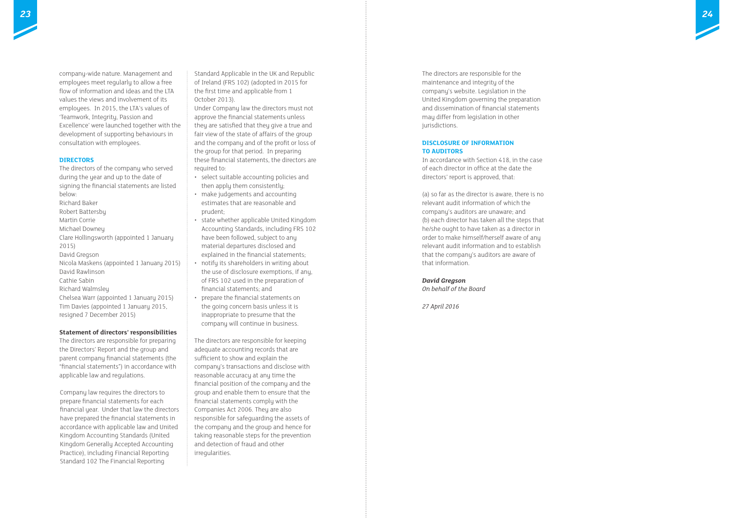company-wide nature. Management and employees meet regularly to allow a free flow of information and ideas and the LTA values the views and involvement of its employees. In 2015, the LTA's values of 'Teamwork, Integrity, Passion and Excellence' were launched together with the development of supporting behaviours in consultation with employees.

## DIRECTORS

The directors of the company who served during the year and up to the date of signing the financial statements are listed below:

Richard Baker
Robert Battersby
Martin Corrie
Michael Downey
Clare Hollingsworth (appointed 1 January 2015)
David Gregson
Nicola Maskens (appointed 1 January 2015)
David Rawlinson
Cathie Sabin
Richard Walmsley
Chelsea Warr (appointed 1 January 2015)
Tim Davies (appointed 1 January 2015, resigned 7 December 2015)

### Statement of directors' responsibilities

The directors are responsible for preparing the Directors' Report and the group and parent company financial statements (the "financial statements") in accordance with applicable law and regulations.

Company law requires the directors to prepare financial statements for each financial year. Under that law the directors have prepared the financial statements in accordance with applicable law and United Kingdom Accounting Standards (United Kingdom Generally Accepted Accounting Practice), including Financial Reporting Standard 102 The Financial Reporting Standard Applicable in the UK and Republic of Ireland (FRS 102) (adopted in 2015 for the first time and applicable from 1 October 2013).

Under Company law the directors must not approve the financial statements unless they are satisfied that they give a true and fair view of the state of affairs of the group and the company and of the profit or loss of the group for that period. In preparing these financial statements, the directors are required to:

- select suitable accounting policies and then apply them consistently;
- make judgements and accounting estimates that are reasonable and prudent;
- state whether applicable United Kingdom Accounting Standards, including FRS 102 have been followed, subject to any material departures disclosed and explained in the financial statements;
- notify its shareholders in writing about the use of disclosure exemptions, if any, of FRS 102 used in the preparation of financial statements; and
- prepare the financial statements on the going concern basis unless it is inappropriate to presume that the company will continue in business.

The directors are responsible for keeping adequate accounting records that are sufficient to show and explain the company's transactions and disclose with reasonable accuracy at any time the financial position of the company and the group and enable them to ensure that the financial statements comply with the Companies Act 2006. They are also responsible for safeguarding the assets of the company and the group and hence for taking reasonable steps for the prevention and detection of fraud and other irregularities.

The directors are responsible for the maintenance and integrity of the company's website. Legislation in the United Kingdom governing the preparation and dissemination of financial statements may differ from legislation in other jurisdictions.

## DISCLOSURE OF INFORMATION TO AUDITORS

In accordance with Section 418, in the case of each director in office at the date the directors' report is approved, that:

(a) so far as the director is aware, there is no relevant audit information of which the company's auditors are unaware; and
(b) each director has taken all the steps that he/she ought to have taken as a director in order to make himself/herself aware of any relevant audit information and to establish that the company's auditors are aware of that information.

***David Gregson***
*On behalf of the Board*

*27 April 2016*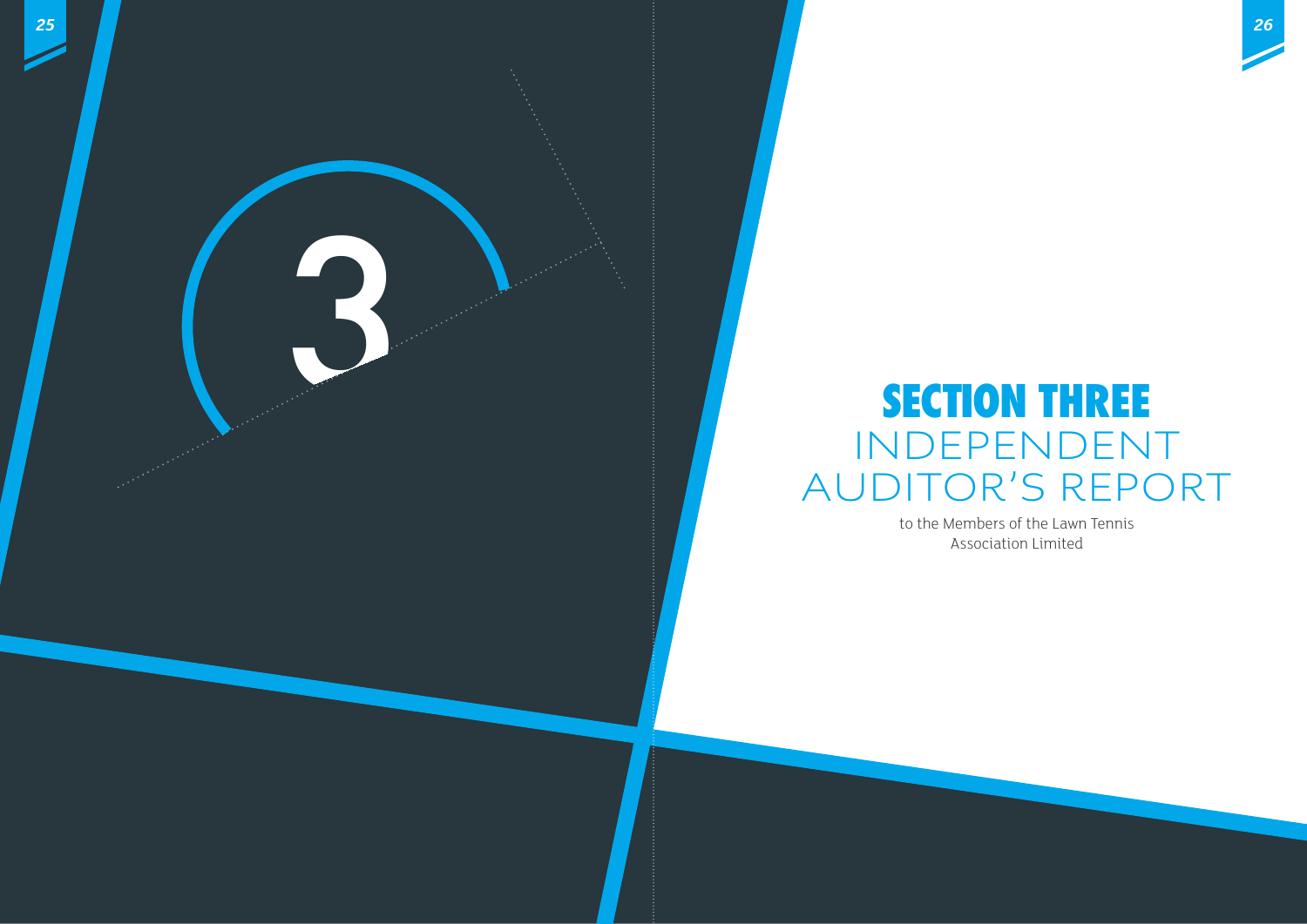3

# SECTION THREE
## INDEPENDENT AUDITOR'S REPORT

to the Members of the Lawn Tennis Association Limited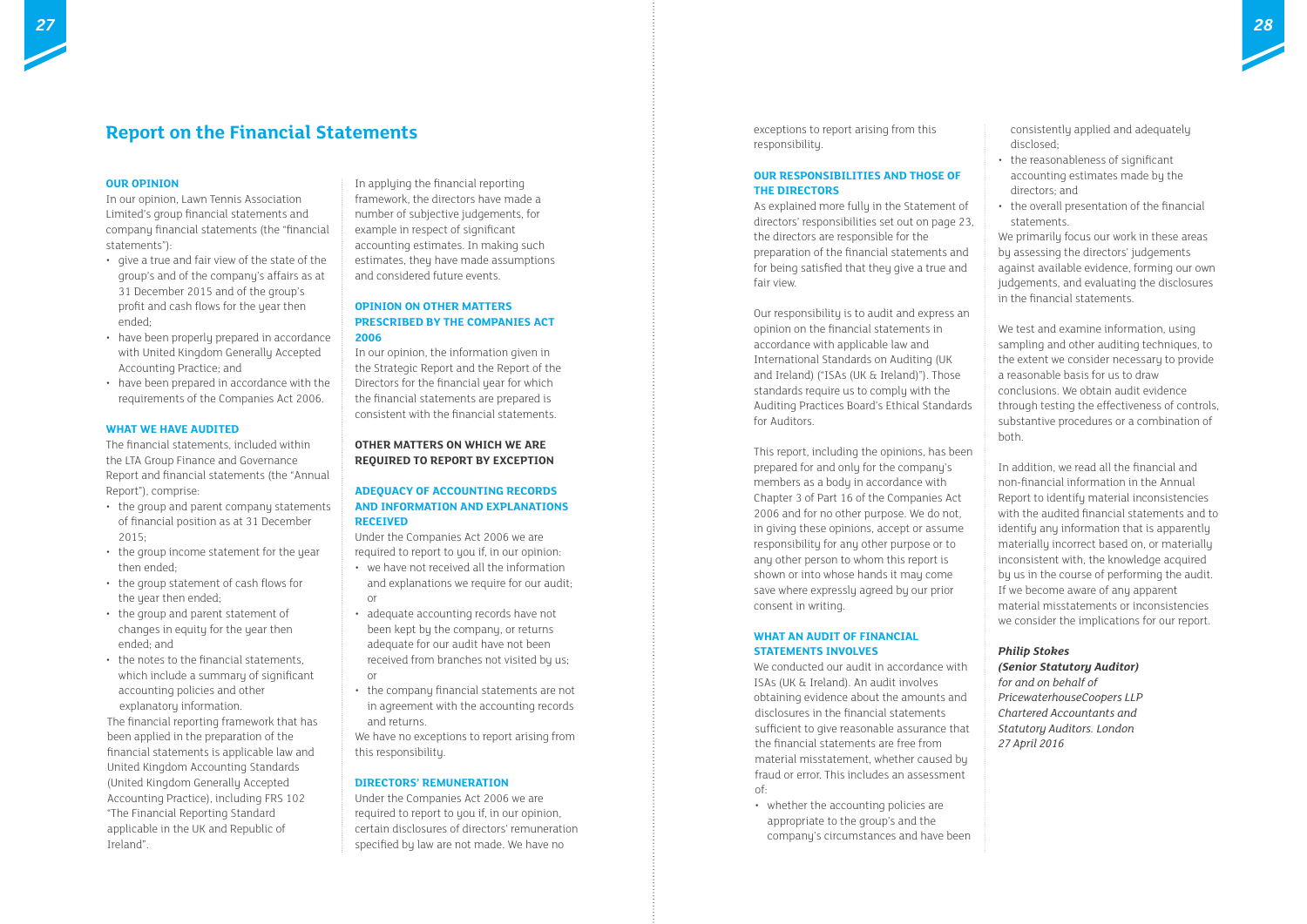## Report on the Financial Statements

### OUR OPINION

In our opinion, Lawn Tennis Association Limited's group financial statements and company financial statements (the "financial statements"):

- give a true and fair view of the state of the group's and of the company's affairs as at 31 December 2015 and of the group's profit and cash flows for the year then ended;
- have been properly prepared in accordance with United Kingdom Generally Accepted Accounting Practice; and
- have been prepared in accordance with the requirements of the Companies Act 2006.

### WHAT WE HAVE AUDITED

The financial statements, included within the LTA Group Finance and Governance Report and financial statements (the "Annual Report"), comprise:

- the group and parent company statements of financial position as at 31 December 2015;
- the group income statement for the year then ended;
- the group statement of cash flows for the year then ended;
- the group and parent statement of changes in equity for the year then ended; and
- the notes to the financial statements, which include a summary of significant accounting policies and other explanatory information.

The financial reporting framework that has been applied in the preparation of the financial statements is applicable law and United Kingdom Accounting Standards (United Kingdom Generally Accepted Accounting Practice), including FRS 102 "The Financial Reporting Standard applicable in the UK and Republic of Ireland".

In applying the financial reporting framework, the directors have made a number of subjective judgements, for example in respect of significant accounting estimates. In making such estimates, they have made assumptions and considered future events.

### OPINION ON OTHER MATTERS PRESCRIBED BY THE COMPANIES ACT 2006

In our opinion, the information given in the Strategic Report and the Report of the Directors for the financial year for which the financial statements are prepared is consistent with the financial statements.

### OTHER MATTERS ON WHICH WE ARE REQUIRED TO REPORT BY EXCEPTION

### ADEQUACY OF ACCOUNTING RECORDS AND INFORMATION AND EXPLANATIONS RECEIVED

Under the Companies Act 2006 we are required to report to you if, in our opinion:

- we have not received all the information and explanations we require for our audit; or
- adequate accounting records have not been kept by the company, or returns adequate for our audit have not been received from branches not visited by us; or
- the company financial statements are not in agreement with the accounting records and returns.

We have no exceptions to report arising from this responsibility.

### DIRECTORS' REMUNERATION

Under the Companies Act 2006 we are required to report to you if, in our opinion, certain disclosures of directors' remuneration specified by law are not made. We have no exceptions to report arising from this responsibility.

### OUR RESPONSIBILITIES AND THOSE OF THE DIRECTORS

As explained more fully in the Statement of directors' responsibilities set out on page 23, the directors are responsible for the preparation of the financial statements and for being satisfied that they give a true and fair view.

Our responsibility is to audit and express an opinion on the financial statements in accordance with applicable law and International Standards on Auditing (UK and Ireland) ("ISAs (UK & Ireland)"). Those standards require us to comply with the Auditing Practices Board's Ethical Standards for Auditors.

This report, including the opinions, has been prepared for and only for the company's members as a body in accordance with Chapter 3 of Part 16 of the Companies Act 2006 and for no other purpose. We do not, in giving these opinions, accept or assume responsibility for any other purpose or to any other person to whom this report is shown or into whose hands it may come save where expressly agreed by our prior consent in writing.

### WHAT AN AUDIT OF FINANCIAL STATEMENTS INVOLVES

We conducted our audit in accordance with ISAs (UK & Ireland). An audit involves obtaining evidence about the amounts and disclosures in the financial statements sufficient to give reasonable assurance that the financial statements are free from material misstatement, whether caused by fraud or error. This includes an assessment of:

- whether the accounting policies are appropriate to the group's and the company's circumstances and have been consistently applied and adequately disclosed;
- the reasonableness of significant accounting estimates made by the directors; and
- the overall presentation of the financial statements.

We primarily focus our work in these areas by assessing the directors' judgements against available evidence, forming our own judgements, and evaluating the disclosures in the financial statements.

We test and examine information, using sampling and other auditing techniques, to the extent we consider necessary to provide a reasonable basis for us to draw conclusions. We obtain audit evidence through testing the effectiveness of controls, substantive procedures or a combination of both.

In addition, we read all the financial and non-financial information in the Annual Report to identify material inconsistencies with the audited financial statements and to identify any information that is apparently materially incorrect based on, or materially inconsistent with, the knowledge acquired by us in the course of performing the audit. If we become aware of any apparent material misstatements or inconsistencies we consider the implications for our report.

***Philip Stokes***
***(Senior Statutory Auditor)***
*for and on behalf of*
*PricewaterhouseCoopers LLP*
*Chartered Accountants and*
*Statutory Auditors. London*
*27 April 2016*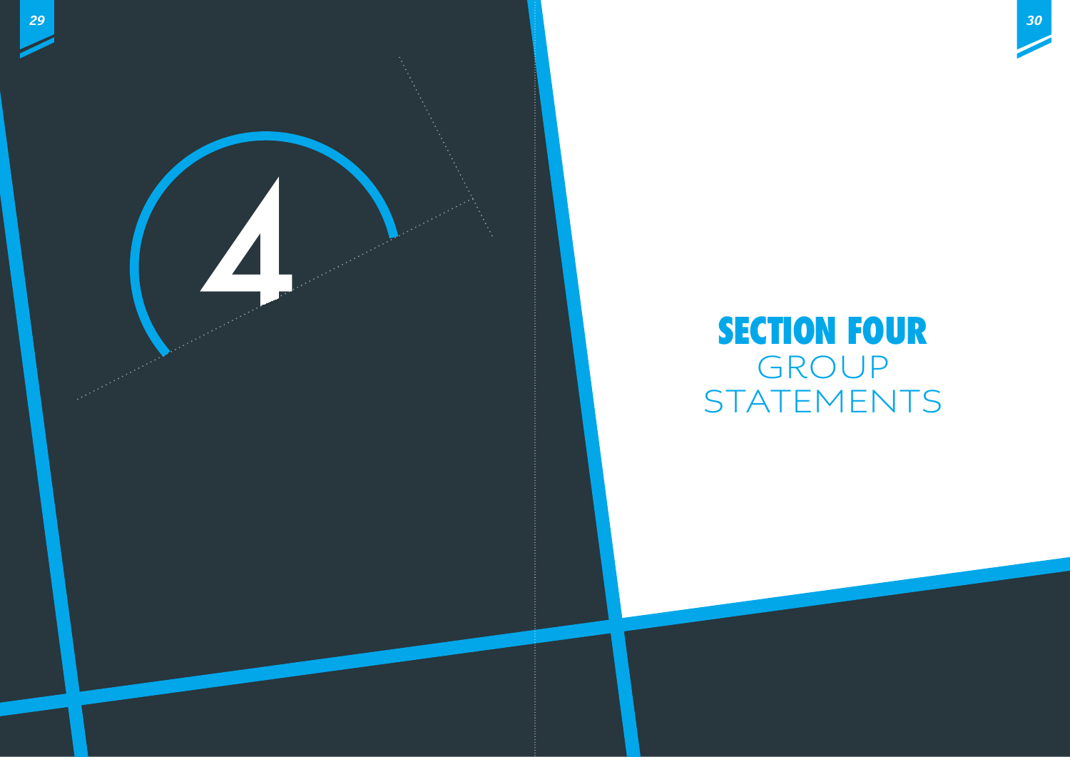4

# SECTION FOUR
GROUP
STATEMENTS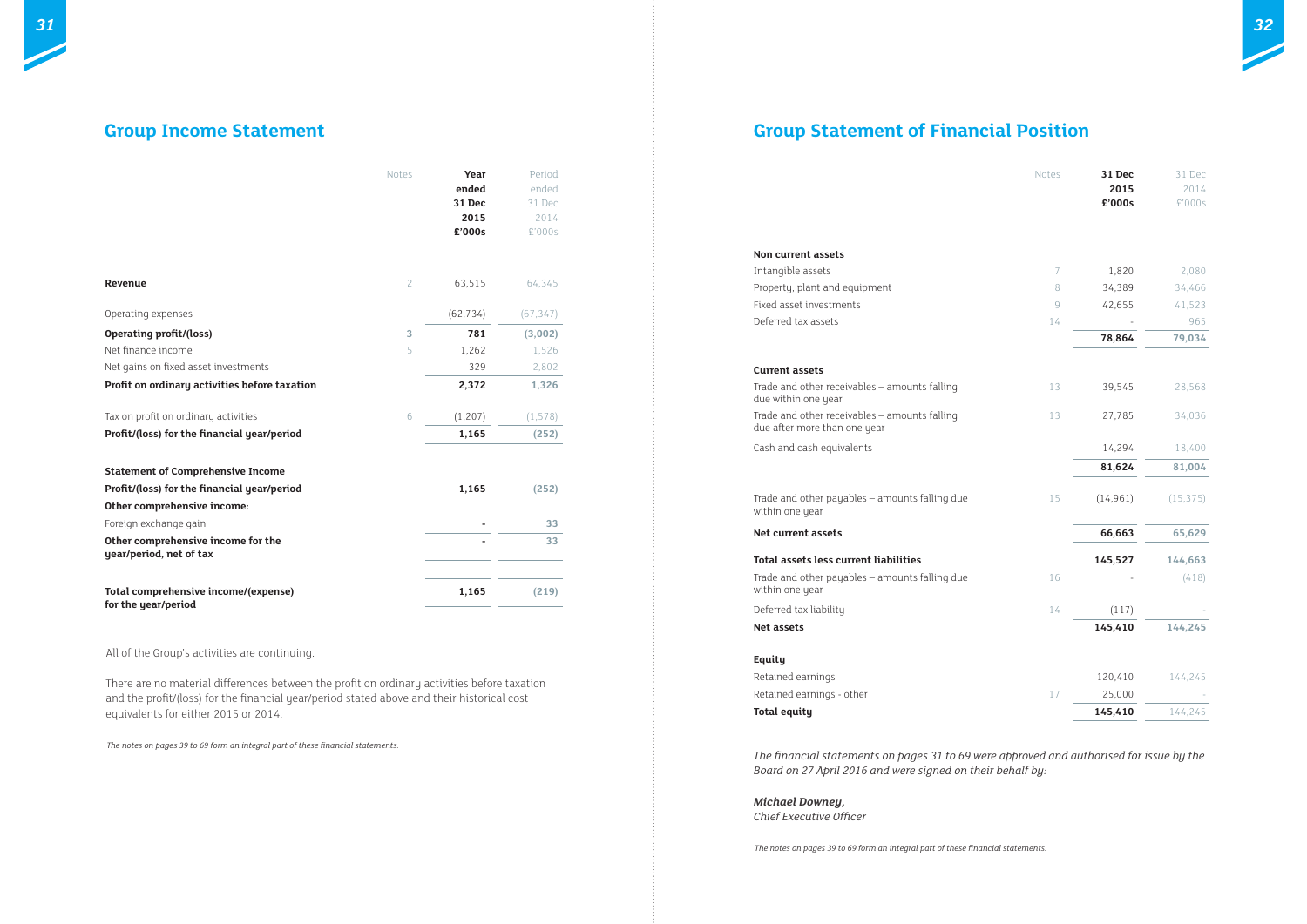## Group Income Statement

| | Notes | Year ended 31 Dec 2015 £'000s | Period ended 31 Dec 2014 £'000s |
|---|---|---|---|
| **Revenue** | 2 | 63,515 | 64,345 |
| Operating expenses | | (62,734) | (67,347) |
| **Operating profit/(loss)** | 3 | **781** | **(3,002)** |
| Net finance income | 5 | 1,262 | 1,526 |
| Net gains on fixed asset investments | | 329 | 2,802 |
| **Profit on ordinary activities before taxation** | | **2,372** | **1,326** |
| Tax on profit on ordinary activities | 6 | (1,207) | (1,578) |
| **Profit/(loss) for the financial year/period** | | **1,165** | **(252)** |
| **Statement of Comprehensive Income** | | | |
| **Profit/(loss) for the financial year/period** | | **1,165** | **(252)** |
| **Other comprehensive income:** | | | |
| Foreign exchange gain | | - | 33 |
| **Other comprehensive income for the year/period, net of tax** | | **-** | **33** |
| **Total comprehensive income/(expense) for the year/period** | | **1,165** | **(219)** |

All of the Group's activities are continuing.

There are no material differences between the profit on ordinary activities before taxation and the profit/(loss) for the financial year/period stated above and their historical cost equivalents for either 2015 or 2014.

*The notes on pages 39 to 69 form an integral part of these financial statements.*

## Group Statement of Financial Position

| | Notes | 31 Dec 2015 £'000s | 31 Dec 2014 £'000s |
|---|---|---|---|
| **Non current assets** | | | |
| Intangible assets | 7 | 1,820 | 2,080 |
| Property, plant and equipment | 8 | 34,389 | 34,466 |
| Fixed asset investments | 9 | 42,655 | 41,523 |
| Deferred tax assets | 14 | - | 965 |
| | | **78,864** | **79,034** |
| **Current assets** | | | |
| Trade and other receivables – amounts falling due within one year | 13 | 39,545 | 28,568 |
| Trade and other receivables – amounts falling due after more than one year | 13 | 27,785 | 34,036 |
| Cash and cash equivalents | | 14,294 | 18,400 |
| | | **81,624** | **81,004** |
| Trade and other payables – amounts falling due within one year | 15 | (14,961) | (15,375) |
| **Net current assets** | | **66,663** | **65,629** |
| **Total assets less current liabilities** | | **145,527** | **144,663** |
| Trade and other payables – amounts falling due within one year | 16 | - | (418) |
| Deferred tax liability | 14 | (117) | - |
| **Net assets** | | **145,410** | **144,245** |
| **Equity** | | | |
| Retained earnings | | 120,410 | 144,245 |
| Retained earnings - other | 17 | 25,000 | - |
| **Total equity** | | **145,410** | 144,245 |

*The financial statements on pages 31 to 69 were approved and authorised for issue by the Board on 27 April 2016 and were signed on their behalf by:*

***Michael Downey,***
*Chief Executive Officer*

*The notes on pages 39 to 69 form an integral part of these financial statements.*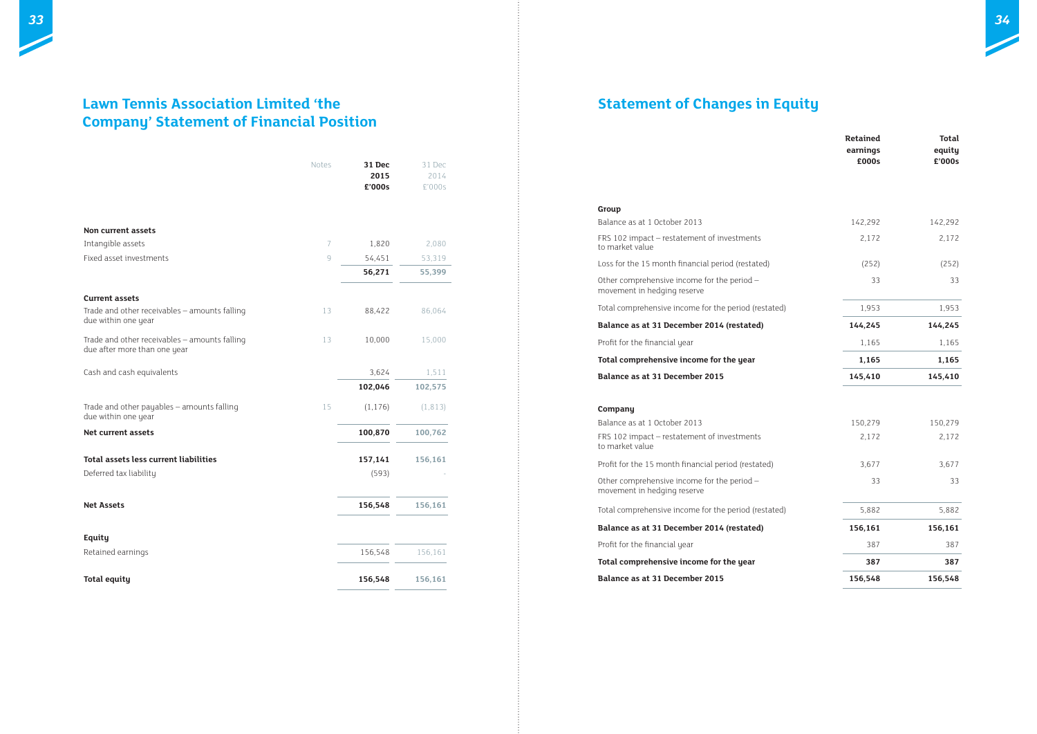## Lawn Tennis Association Limited 'the Company' Statement of Financial Position

| | Notes | 31 Dec 2015 £'000s | 31 Dec 2014 £'000s |
|---|---|---|---|
| **Non current assets** | | | |
| Intangible assets | 7 | 1,820 | 2,080 |
| Fixed asset investments | 9 | 54,451 | 53,319 |
| | | **56,271** | **55,399** |
| **Current assets** | | | |
| Trade and other receivables – amounts falling due within one year | 13 | 88,422 | 86,064 |
| Trade and other receivables – amounts falling due after more than one year | 13 | 10,000 | 15,000 |
| Cash and cash equivalents | | 3,624 | 1,511 |
| | | **102,046** | **102,575** |
| Trade and other payables – amounts falling due within one year | 15 | (1,176) | (1,813) |
| **Net current assets** | | **100,870** | **100,762** |
| **Total assets less current liabilities** | | **157,141** | **156,161** |
| Deferred tax liability | | (593) | - |
| **Net Assets** | | **156,548** | **156,161** |
| **Equity** | | | |
| Retained earnings | | 156,548 | 156,161 |
| **Total equity** | | **156,548** | **156,161** |

## Statement of Changes in Equity

| | Retained earnings £000s | Total equity £'000s |
|---|---|---|
| **Group** | | |
| Balance as at 1 October 2013 | 142,292 | 142,292 |
| FRS 102 impact – restatement of investments to market value | 2,172 | 2,172 |
| Loss for the 15 month financial period (restated) | (252) | (252) |
| Other comprehensive income for the period – movement in hedging reserve | 33 | 33 |
| Total comprehensive income for the period (restated) | 1,953 | 1,953 |
| **Balance as at 31 December 2014 (restated)** | **144,245** | **144,245** |
| Profit for the financial year | 1,165 | 1,165 |
| **Total comprehensive income for the year** | **1,165** | **1,165** |
| **Balance as at 31 December 2015** | **145,410** | **145,410** |
| **Company** | | |
| Balance as at 1 October 2013 | 150,279 | 150,279 |
| FRS 102 impact – restatement of investments to market value | 2,172 | 2,172 |
| Profit for the 15 month financial period (restated) | 3,677 | 3,677 |
| Other comprehensive income for the period – movement in hedging reserve | 33 | 33 |
| Total comprehensive income for the period (restated) | 5,882 | 5,882 |
| **Balance as at 31 December 2014 (restated)** | **156,161** | **156,161** |
| Profit for the financial year | 387 | 387 |
| **Total comprehensive income for the year** | **387** | **387** |
| **Balance as at 31 December 2015** | **156,548** | **156,548** |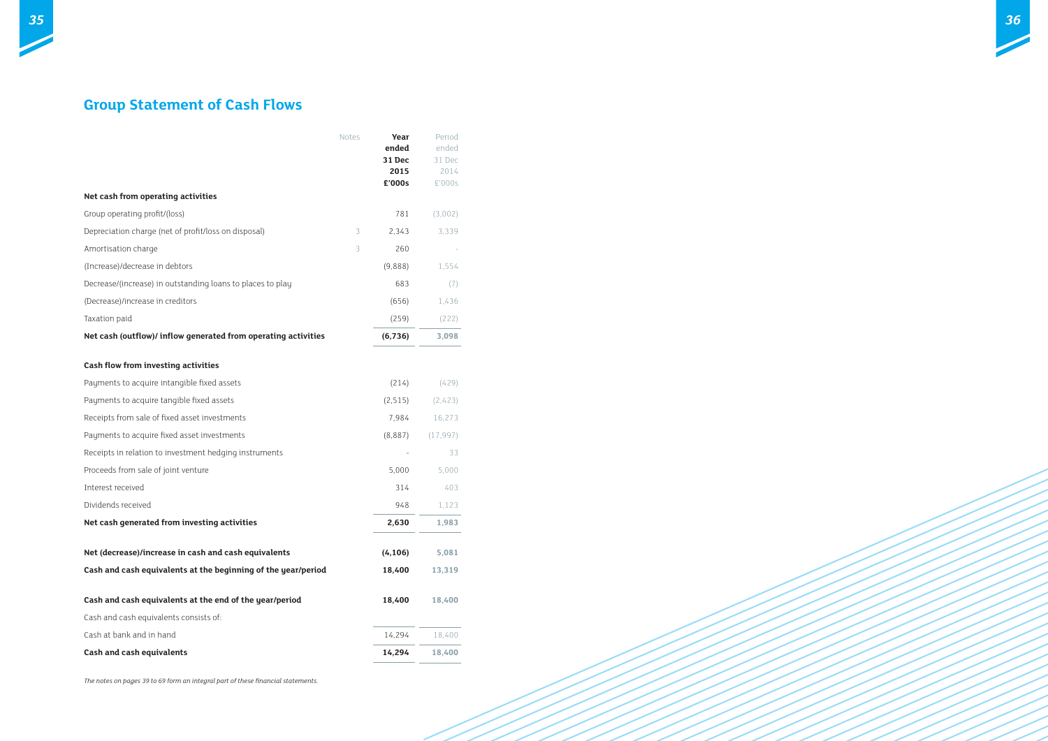## Group Statement of Cash Flows

| | Notes | Year ended 31 Dec 2015 £'000s | Period ended 31 Dec 2014 £'000s |
|---|---|---|---|
| **Net cash from operating activities** | | | |
| Group operating profit/(loss) | | 781 | (3,002) |
| Depreciation charge (net of profit/loss on disposal) | 3 | 2,343 | 3,339 |
| Amortisation charge | 3 | 260 | - |
| (Increase)/decrease in debtors | | (9,888) | 1,554 |
| Decrease/(increase) in outstanding loans to places to play | | 683 | (7) |
| (Decrease)/increase in creditors | | (656) | 1,436 |
| Taxation paid | | (259) | (222) |
| **Net cash (outflow)/ inflow generated from operating activities** | | **(6,736)** | **3,098** |
| **Cash flow from investing activities** | | | |
| Payments to acquire intangible fixed assets | | (214) | (429) |
| Payments to acquire tangible fixed assets | | (2,515) | (2,423) |
| Receipts from sale of fixed asset investments | | 7,984 | 16,273 |
| Payments to acquire fixed asset investments | | (8,887) | (17,997) |
| Receipts in relation to investment hedging instruments | | - | 33 |
| Proceeds from sale of joint venture | | 5,000 | 5,000 |
| Interest received | | 314 | 403 |
| Dividends received | | 948 | 1,123 |
| **Net cash generated from investing activities** | | **2,630** | **1,983** |
| **Net (decrease)/increase in cash and cash equivalents** | | **(4,106)** | **5,081** |
| **Cash and cash equivalents at the beginning of the year/period** | | **18,400** | **13,319** |
| **Cash and cash equivalents at the end of the year/period** | | **18,400** | **18,400** |
| Cash and cash equivalents consists of: | | | |
| Cash at bank and in hand | | 14,294 | 18,400 |
| **Cash and cash equivalents** | | **14,294** | **18,400** |

*The notes on pages 39 to 69 form an integral part of these financial statements.*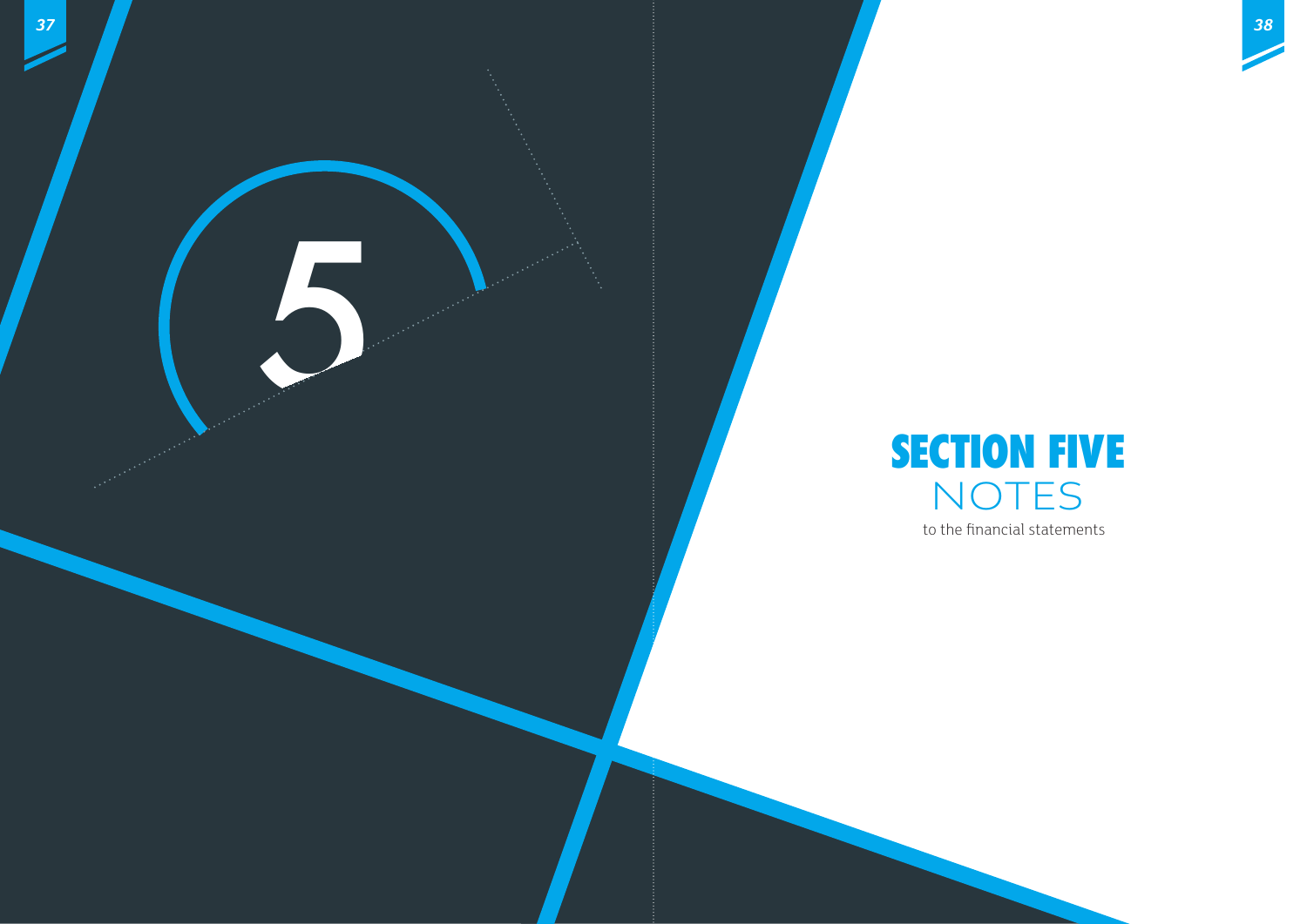# SECTION FIVE

## NOTES

to the financial statements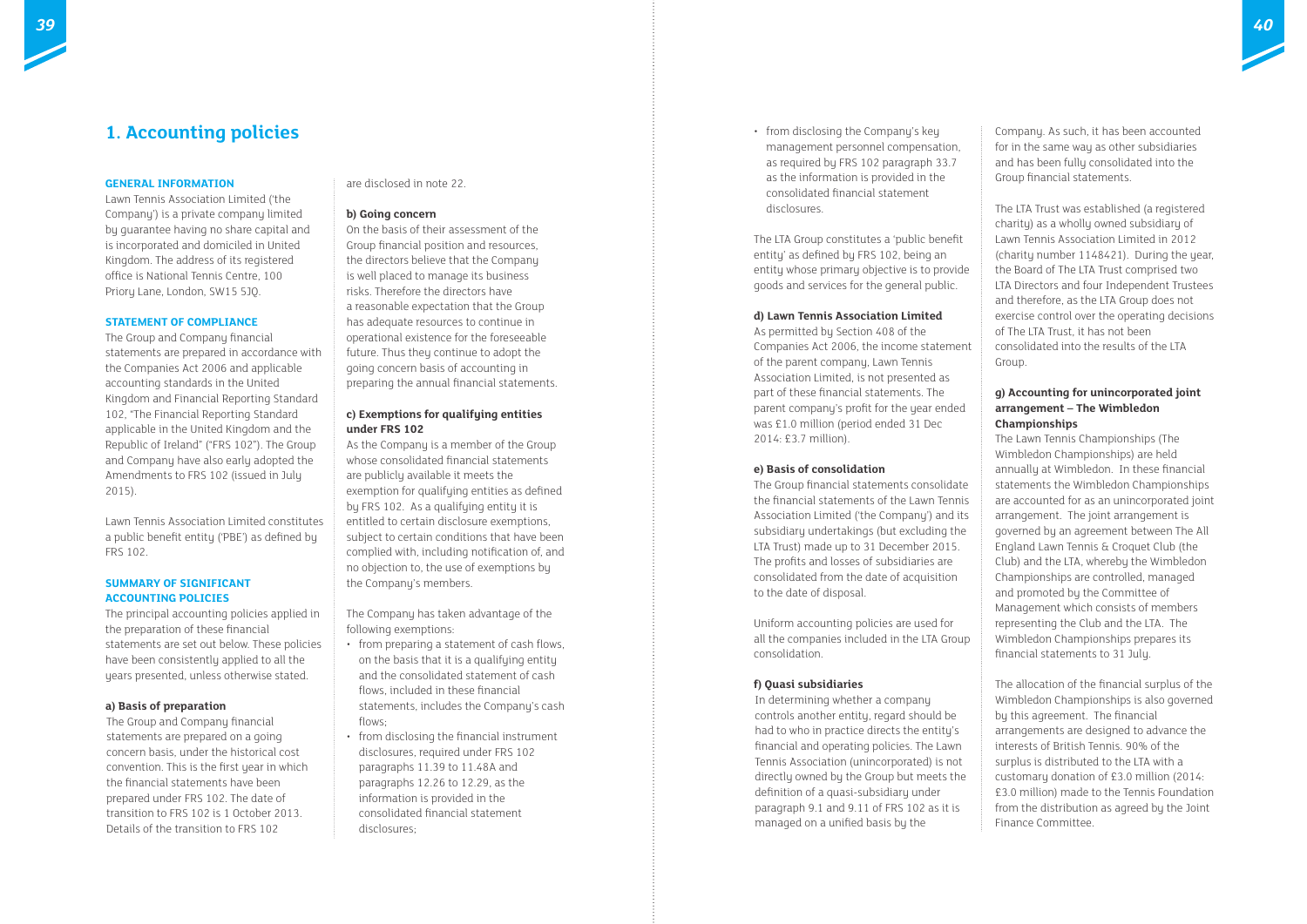# 1. Accounting policies

**GENERAL INFORMATION**

Lawn Tennis Association Limited ('the Company') is a private company limited by guarantee having no share capital and is incorporated and domiciled in United Kingdom. The address of its registered office is National Tennis Centre, 100 Priory Lane, London, SW15 5JQ.

**STATEMENT OF COMPLIANCE**

The Group and Company financial statements are prepared in accordance with the Companies Act 2006 and applicable accounting standards in the United Kingdom and Financial Reporting Standard 102, "The Financial Reporting Standard applicable in the United Kingdom and the Republic of Ireland" ("FRS 102"). The Group and Company have also early adopted the Amendments to FRS 102 (issued in July 2015).

Lawn Tennis Association Limited constitutes a public benefit entity ('PBE') as defined by FRS 102.

**SUMMARY OF SIGNIFICANT ACCOUNTING POLICIES**

The principal accounting policies applied in the preparation of these financial statements are set out below. These policies have been consistently applied to all the years presented, unless otherwise stated.

**a) Basis of preparation**

The Group and Company financial statements are prepared on a going concern basis, under the historical cost convention. This is the first year in which the financial statements have been prepared under FRS 102. The date of transition to FRS 102 is 1 October 2013. Details of the transition to FRS 102 are disclosed in note 22.

**b) Going concern**

On the basis of their assessment of the Group financial position and resources, the directors believe that the Company is well placed to manage its business risks. Therefore the directors have a reasonable expectation that the Group has adequate resources to continue in operational existence for the foreseeable future. Thus they continue to adopt the going concern basis of accounting in preparing the annual financial statements.

**c) Exemptions for qualifying entities under FRS 102**

As the Company is a member of the Group whose consolidated financial statements are publicly available it meets the exemption for qualifying entities as defined by FRS 102. As a qualifying entity it is entitled to certain disclosure exemptions, subject to certain conditions that have been complied with, including notification of, and no objection to, the use of exemptions by the Company's members.

The Company has taken advantage of the following exemptions:

- from preparing a statement of cash flows, on the basis that it is a qualifying entity and the consolidated statement of cash flows, included in these financial statements, includes the Company's cash flows;
- from disclosing the financial instrument disclosures, required under FRS 102 paragraphs 11.39 to 11.48A and paragraphs 12.26 to 12.29, as the information is provided in the consolidated financial statement disclosures;
- from disclosing the Company's key management personnel compensation, as required by FRS 102 paragraph 33.7 as the information is provided in the consolidated financial statement disclosures.

The LTA Group constitutes a 'public benefit entity' as defined by FRS 102, being an entity whose primary objective is to provide goods and services for the general public.

**d) Lawn Tennis Association Limited**

As permitted by Section 408 of the Companies Act 2006, the income statement of the parent company, Lawn Tennis Association Limited, is not presented as part of these financial statements. The parent company's profit for the year ended was £1.0 million (period ended 31 Dec 2014: £3.7 million).

**e) Basis of consolidation**

The Group financial statements consolidate the financial statements of the Lawn Tennis Association Limited ('the Company') and its subsidiary undertakings (but excluding the LTA Trust) made up to 31 December 2015. The profits and losses of subsidiaries are consolidated from the date of acquisition to the date of disposal.

Uniform accounting policies are used for all the companies included in the LTA Group consolidation.

**f) Quasi subsidiaries**

In determining whether a company controls another entity, regard should be had to who in practice directs the entity's financial and operating policies. The Lawn Tennis Association (unincorporated) is not directly owned by the Group but meets the definition of a quasi-subsidiary under paragraph 9.1 and 9.11 of FRS 102 as it is managed on a unified basis by the Company. As such, it has been accounted for in the same way as other subsidiaries and has been fully consolidated into the Group financial statements.

The LTA Trust was established (a registered charity) as a wholly owned subsidiary of Lawn Tennis Association Limited in 2012 (charity number 1148421). During the year, the Board of The LTA Trust comprised two LTA Directors and four Independent Trustees and therefore, as the LTA Group does not exercise control over the operating decisions of The LTA Trust, it has not been consolidated into the results of the LTA Group.

**g) Accounting for unincorporated joint arrangement – The Wimbledon Championships**

The Lawn Tennis Championships (The Wimbledon Championships) are held annually at Wimbledon. In these financial statements the Wimbledon Championships are accounted for as an unincorporated joint arrangement. The joint arrangement is governed by an agreement between The All England Lawn Tennis & Croquet Club (the Club) and the LTA, whereby the Wimbledon Championships are controlled, managed and promoted by the Committee of Management which consists of members representing the Club and the LTA. The Wimbledon Championships prepares its financial statements to 31 July.

The allocation of the financial surplus of the Wimbledon Championships is also governed by this agreement. The financial arrangements are designed to advance the interests of British Tennis. 90% of the surplus is distributed to the LTA with a customary donation of £3.0 million (2014: £3.0 million) made to the Tennis Foundation from the distribution as agreed by the Joint Finance Committee.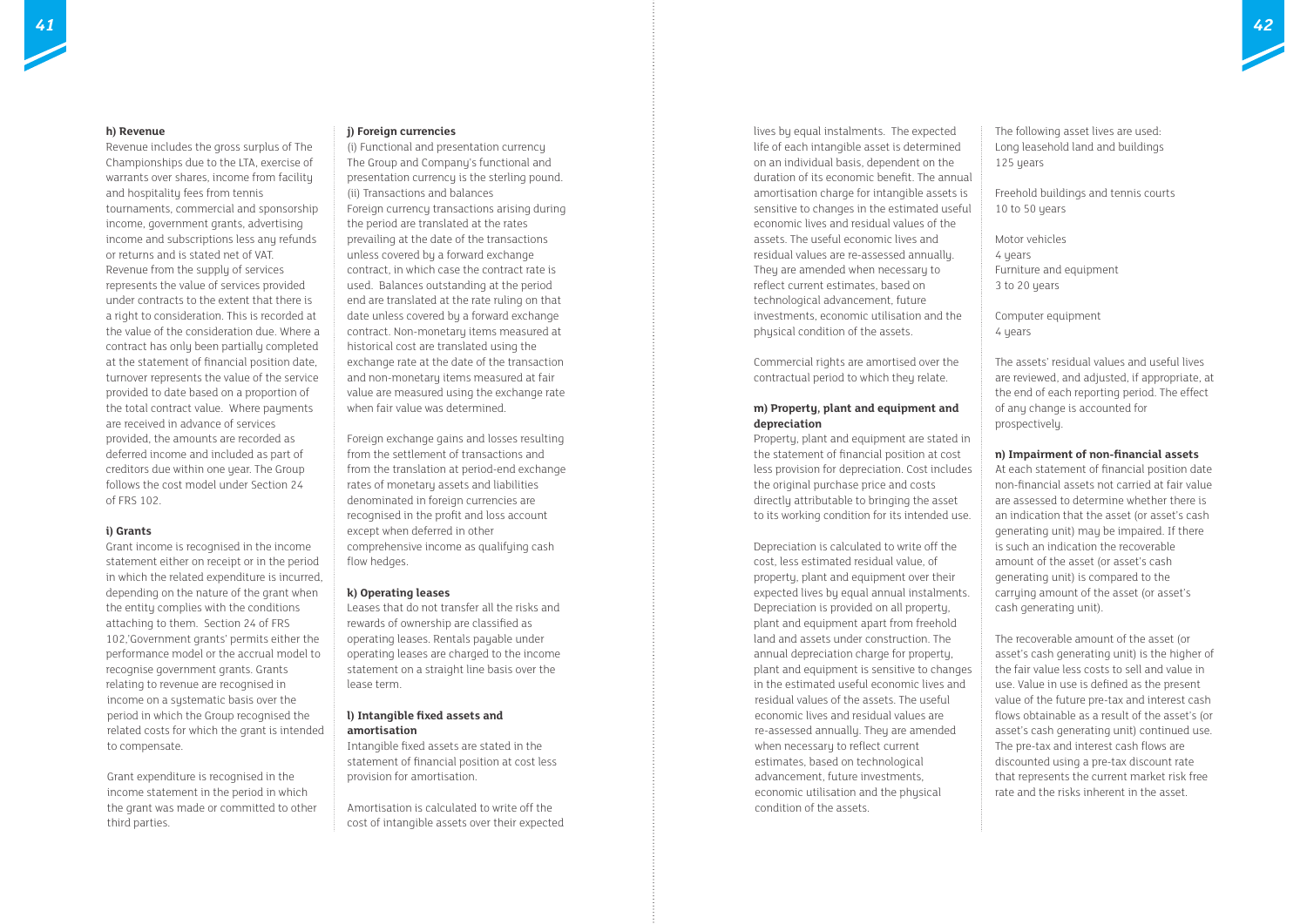**h) Revenue**

Revenue includes the gross surplus of The Championships due to the LTA, exercise of warrants over shares, income from facility and hospitality fees from tennis tournaments, commercial and sponsorship income, government grants, advertising income and subscriptions less any refunds or returns and is stated net of VAT. Revenue from the supply of services represents the value of services provided under contracts to the extent that there is a right to consideration. This is recorded at the value of the consideration due. Where a contract has only been partially completed at the statement of financial position date, turnover represents the value of the service provided to date based on a proportion of the total contract value. Where payments are received in advance of services provided, the amounts are recorded as deferred income and included as part of creditors due within one year. The Group follows the cost model under Section 24 of FRS 102.

**i) Grants**

Grant income is recognised in the income statement either on receipt or in the period in which the related expenditure is incurred, depending on the nature of the grant when the entity complies with the conditions attaching to them. Section 24 of FRS 102,'Government grants' permits either the performance model or the accrual model to recognise government grants. Grants relating to revenue are recognised in income on a systematic basis over the period in which the Group recognised the related costs for which the grant is intended to compensate.

Grant expenditure is recognised in the income statement in the period in which the grant was made or committed to other third parties.

**j) Foreign currencies**

(i) Functional and presentation currency
The Group and Company's functional and presentation currency is the sterling pound.
(ii) Transactions and balances
Foreign currency transactions arising during the period are translated at the rates prevailing at the date of the transactions unless covered by a forward exchange contract, in which case the contract rate is used. Balances outstanding at the period end are translated at the rate ruling on that date unless covered by a forward exchange contract. Non-monetary items measured at historical cost are translated using the exchange rate at the date of the transaction and non-monetary items measured at fair value are measured using the exchange rate when fair value was determined.

Foreign exchange gains and losses resulting from the settlement of transactions and from the translation at period-end exchange rates of monetary assets and liabilities denominated in foreign currencies are recognised in the profit and loss account except when deferred in other comprehensive income as qualifying cash flow hedges.

**k) Operating leases**

Leases that do not transfer all the risks and rewards of ownership are classified as operating leases. Rentals payable under operating leases are charged to the income statement on a straight line basis over the lease term.

**l) Intangible fixed assets and amortisation**

Intangible fixed assets are stated in the statement of financial position at cost less provision for amortisation.

Amortisation is calculated to write off the cost of intangible assets over their expected lives by equal instalments. The expected life of each intangible asset is determined on an individual basis, dependent on the duration of its economic benefit. The annual amortisation charge for intangible assets is sensitive to changes in the estimated useful economic lives and residual values of the assets. The useful economic lives and residual values are re-assessed annually. They are amended when necessary to reflect current estimates, based on technological advancement, future investments, economic utilisation and the physical condition of the assets.

Commercial rights are amortised over the contractual period to which they relate.

**m) Property, plant and equipment and depreciation**

Property, plant and equipment are stated in the statement of financial position at cost less provision for depreciation. Cost includes the original purchase price and costs directly attributable to bringing the asset to its working condition for its intended use.

Depreciation is calculated to write off the cost, less estimated residual value, of property, plant and equipment over their expected lives by equal annual instalments. Depreciation is provided on all property, plant and equipment apart from freehold land and assets under construction. The annual depreciation charge for property, plant and equipment is sensitive to changes in the estimated useful economic lives and residual values of the assets. The useful economic lives and residual values are re-assessed annually. They are amended when necessary to reflect current estimates, based on technological advancement, future investments, economic utilisation and the physical condition of the assets.

The following asset lives are used:
Long leasehold land and buildings
125 years

Freehold buildings and tennis courts
10 to 50 years

Motor vehicles
4 years
Furniture and equipment
3 to 20 years

Computer equipment
4 years

The assets' residual values and useful lives are reviewed, and adjusted, if appropriate, at the end of each reporting period. The effect of any change is accounted for prospectively.

**n) Impairment of non-financial assets**

At each statement of financial position date non-financial assets not carried at fair value are assessed to determine whether there is an indication that the asset (or asset's cash generating unit) may be impaired. If there is such an indication the recoverable amount of the asset (or asset's cash generating unit) is compared to the carrying amount of the asset (or asset's cash generating unit).

The recoverable amount of the asset (or asset's cash generating unit) is the higher of the fair value less costs to sell and value in use. Value in use is defined as the present value of the future pre-tax and interest cash flows obtainable as a result of the asset's (or asset's cash generating unit) continued use. The pre-tax and interest cash flows are discounted using a pre-tax discount rate that represents the current market risk free rate and the risks inherent in the asset.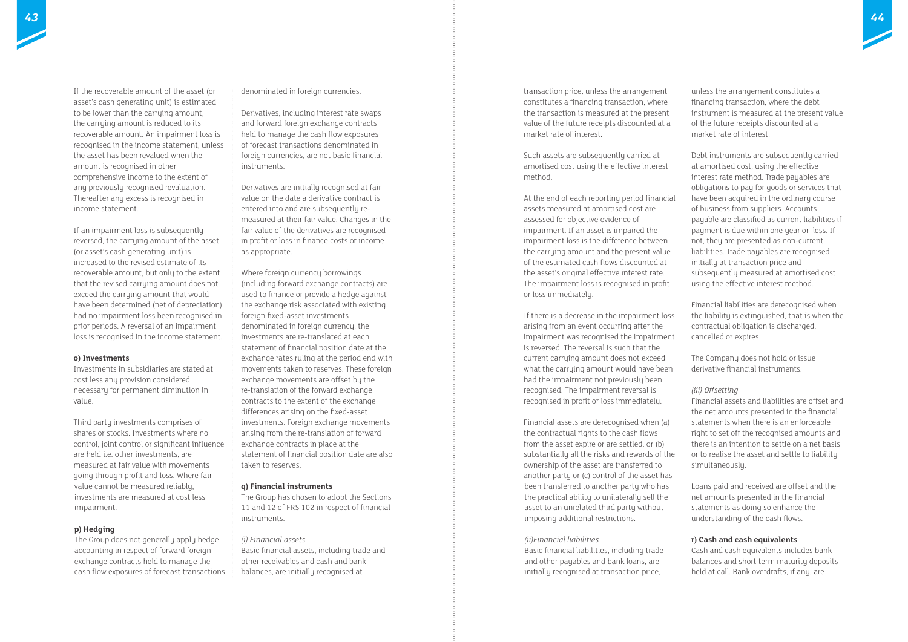If the recoverable amount of the asset (or asset's cash generating unit) is estimated to be lower than the carrying amount, the carrying amount is reduced to its recoverable amount. An impairment loss is recognised in the income statement, unless the asset has been revalued when the amount is recognised in other comprehensive income to the extent of any previously recognised revaluation. Thereafter any excess is recognised in income statement.

If an impairment loss is subsequently reversed, the carrying amount of the asset (or asset's cash generating unit) is increased to the revised estimate of its recoverable amount, but only to the extent that the revised carrying amount does not exceed the carrying amount that would have been determined (net of depreciation) had no impairment loss been recognised in prior periods. A reversal of an impairment loss is recognised in the income statement.

**o) Investments**

Investments in subsidiaries are stated at cost less any provision considered necessary for permanent diminution in value.

Third party investments comprises of shares or stocks. Investments where no control, joint control or significant influence are held i.e. other investments, are measured at fair value with movements going through profit and loss. Where fair value cannot be measured reliably, investments are measured at cost less impairment.

**p) Hedging**

The Group does not generally apply hedge accounting in respect of forward foreign exchange contracts held to manage the cash flow exposures of forecast transactions denominated in foreign currencies.

Derivatives, including interest rate swaps and forward foreign exchange contracts held to manage the cash flow exposures of forecast transactions denominated in foreign currencies, are not basic financial instruments.

Derivatives are initially recognised at fair value on the date a derivative contract is entered into and are subsequently re-measured at their fair value. Changes in the fair value of the derivatives are recognised in profit or loss in finance costs or income as appropriate.

Where foreign currency borrowings (including forward exchange contracts) are used to finance or provide a hedge against the exchange risk associated with existing foreign fixed-asset investments denominated in foreign currency, the investments are re-translated at each statement of financial position date at the exchange rates ruling at the period end with movements taken to reserves. These foreign exchange movements are offset by the re-translation of the forward exchange contracts to the extent of the exchange differences arising on the fixed-asset investments. Foreign exchange movements arising from the re-translation of forward exchange contracts in place at the statement of financial position date are also taken to reserves.

**q) Financial instruments**

The Group has chosen to adopt the Sections 11 and 12 of FRS 102 in respect of financial instruments.

*(i) Financial assets*

Basic financial assets, including trade and other receivables and cash and bank balances, are initially recognised at transaction price, unless the arrangement constitutes a financing transaction, where the transaction is measured at the present value of the future receipts discounted at a market rate of interest.

Such assets are subsequently carried at amortised cost using the effective interest method.

At the end of each reporting period financial assets measured at amortised cost are assessed for objective evidence of impairment. If an asset is impaired the impairment loss is the difference between the carrying amount and the present value of the estimated cash flows discounted at the asset's original effective interest rate. The impairment loss is recognised in profit or loss immediately.

If there is a decrease in the impairment loss arising from an event occurring after the impairment was recognised the impairment is reversed. The reversal is such that the current carrying amount does not exceed what the carrying amount would have been had the impairment not previously been recognised. The impairment reversal is recognised in profit or loss immediately.

Financial assets are derecognised when (a) the contractual rights to the cash flows from the asset expire or are settled, or (b) substantially all the risks and rewards of the ownership of the asset are transferred to another party or (c) control of the asset has been transferred to another party who has the practical ability to unilaterally sell the asset to an unrelated third party without imposing additional restrictions.

*(ii)Financial liabilities*

Basic financial liabilities, including trade and other payables and bank loans, are initially recognised at transaction price, unless the arrangement constitutes a financing transaction, where the debt instrument is measured at the present value of the future receipts discounted at a market rate of interest.

Debt instruments are subsequently carried at amortised cost, using the effective interest rate method. Trade payables are obligations to pay for goods or services that have been acquired in the ordinary course of business from suppliers. Accounts payable are classified as current liabilities if payment is due within one year or less. If not, they are presented as non-current liabilities. Trade payables are recognised initially at transaction price and subsequently measured at amortised cost using the effective interest method.

Financial liabilities are derecognised when the liability is extinguished, that is when the contractual obligation is discharged, cancelled or expires.

The Company does not hold or issue derivative financial instruments.

*(iii) Offsetting*

Financial assets and liabilities are offset and the net amounts presented in the financial statements when there is an enforceable right to set off the recognised amounts and there is an intention to settle on a net basis or to realise the asset and settle to liability simultaneously.

Loans paid and received are offset and the net amounts presented in the financial statements as doing so enhance the understanding of the cash flows.

**r) Cash and cash equivalents**

Cash and cash equivalents includes bank balances and short term maturity deposits held at call. Bank overdrafts, if any, are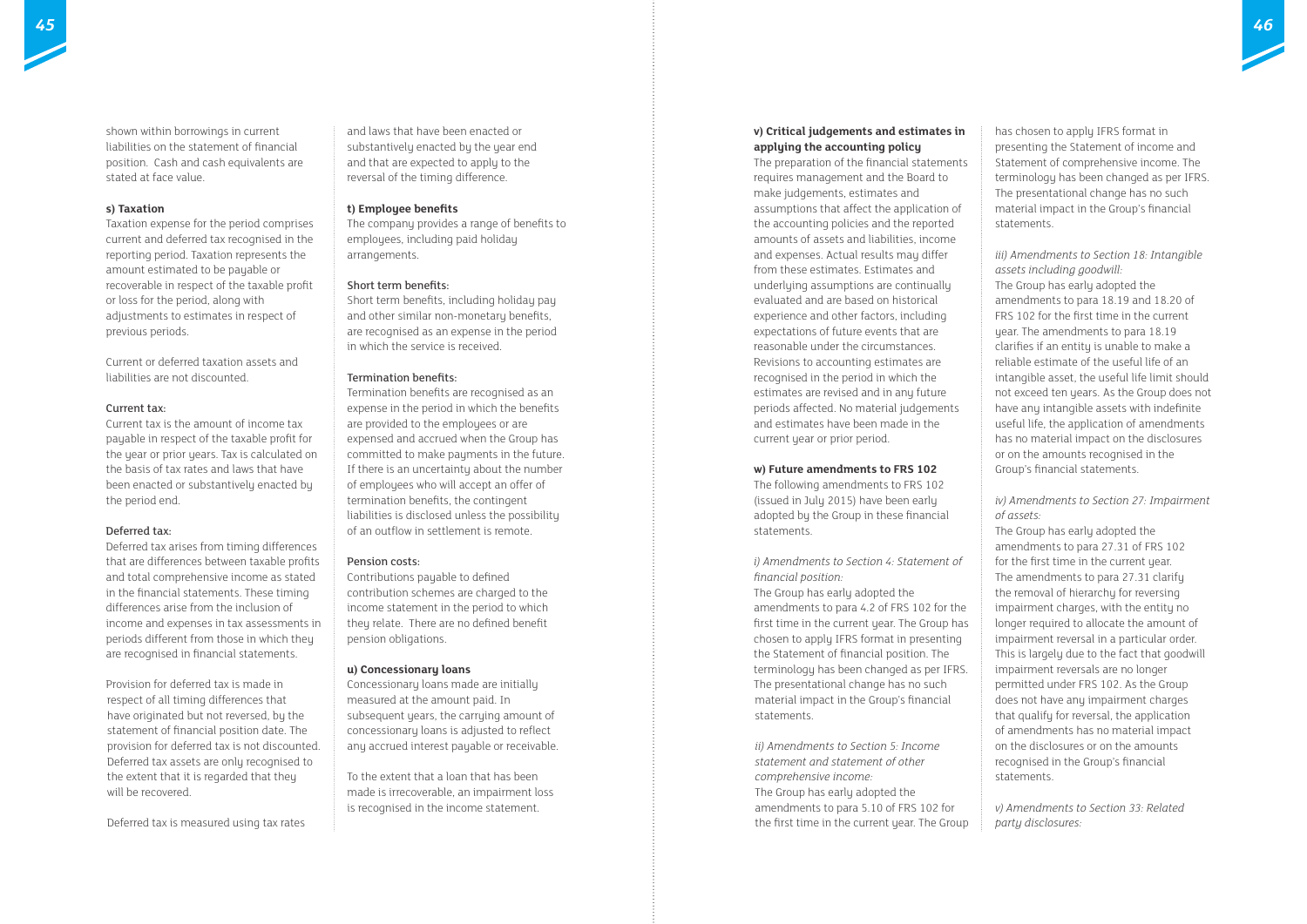shown within borrowings in current liabilities on the statement of financial position. Cash and cash equivalents are stated at face value.

**s) Taxation**

Taxation expense for the period comprises current and deferred tax recognised in the reporting period. Taxation represents the amount estimated to be payable or recoverable in respect of the taxable profit or loss for the period, along with adjustments to estimates in respect of previous periods.

Current or deferred taxation assets and liabilities are not discounted.

Current tax:

Current tax is the amount of income tax payable in respect of the taxable profit for the year or prior years. Tax is calculated on the basis of tax rates and laws that have been enacted or substantively enacted by the period end.

Deferred tax:

Deferred tax arises from timing differences that are differences between taxable profits and total comprehensive income as stated in the financial statements. These timing differences arise from the inclusion of income and expenses in tax assessments in periods different from those in which they are recognised in financial statements.

Provision for deferred tax is made in respect of all timing differences that have originated but not reversed, by the statement of financial position date. The provision for deferred tax is not discounted. Deferred tax assets are only recognised to the extent that it is regarded that they will be recovered.

Deferred tax is measured using tax rates and laws that have been enacted or substantively enacted by the year end and that are expected to apply to the reversal of the timing difference.

**t) Employee benefits**

The company provides a range of benefits to employees, including paid holiday arrangements.

Short term benefits:

Short term benefits, including holiday pay and other similar non-monetary benefits, are recognised as an expense in the period in which the service is received.

Termination benefits:

Termination benefits are recognised as an expense in the period in which the benefits are provided to the employees or are expensed and accrued when the Group has committed to make payments in the future. If there is an uncertainty about the number of employees who will accept an offer of termination benefits, the contingent liabilities is disclosed unless the possibility of an outflow in settlement is remote.

Pension costs:

Contributions payable to defined contribution schemes are charged to the income statement in the period to which they relate. There are no defined benefit pension obligations.

**u) Concessionary loans**

Concessionary loans made are initially measured at the amount paid. In subsequent years, the carrying amount of concessionary loans is adjusted to reflect any accrued interest payable or receivable.

To the extent that a loan that has been made is irrecoverable, an impairment loss is recognised in the income statement.

**v) Critical judgements and estimates in applying the accounting policy**

The preparation of the financial statements requires management and the Board to make judgements, estimates and assumptions that affect the application of the accounting policies and the reported amounts of assets and liabilities, income and expenses. Actual results may differ from these estimates. Estimates and underlying assumptions are continually evaluated and are based on historical experience and other factors, including expectations of future events that are reasonable under the circumstances. Revisions to accounting estimates are recognised in the period in which the estimates are revised and in any future periods affected. No material judgements and estimates have been made in the current year or prior period.

**w) Future amendments to FRS 102**

The following amendments to FRS 102 (issued in July 2015) have been early adopted by the Group in these financial statements.

*i) Amendments to Section 4: Statement of financial position:*

The Group has early adopted the amendments to para 4.2 of FRS 102 for the first time in the current year. The Group has chosen to apply IFRS format in presenting the Statement of financial position. The terminology has been changed as per IFRS. The presentational change has no such material impact in the Group's financial statements.

*ii) Amendments to Section 5: Income statement and statement of other comprehensive income:*

The Group has early adopted the amendments to para 5.10 of FRS 102 for the first time in the current year. The Group has chosen to apply IFRS format in presenting the Statement of income and Statement of comprehensive income. The terminology has been changed as per IFRS. The presentational change has no such material impact in the Group's financial statements.

*iii) Amendments to Section 18: Intangible assets including goodwill:*

The Group has early adopted the amendments to para 18.19 and 18.20 of FRS 102 for the first time in the current year. The amendments to para 18.19 clarifies if an entity is unable to make a reliable estimate of the useful life of an intangible asset, the useful life limit should not exceed ten years. As the Group does not have any intangible assets with indefinite useful life, the application of amendments has no material impact on the disclosures or on the amounts recognised in the Group's financial statements.

*iv) Amendments to Section 27: Impairment of assets:*

The Group has early adopted the amendments to para 27.31 of FRS 102 for the first time in the current year. The amendments to para 27.31 clarify the removal of hierarchy for reversing impairment charges, with the entity no longer required to allocate the amount of impairment reversal in a particular order. This is largely due to the fact that goodwill impairment reversals are no longer permitted under FRS 102. As the Group does not have any impairment charges that qualify for reversal, the application of amendments has no material impact on the disclosures or on the amounts recognised in the Group's financial statements.

*v) Amendments to Section 33: Related party disclosures:*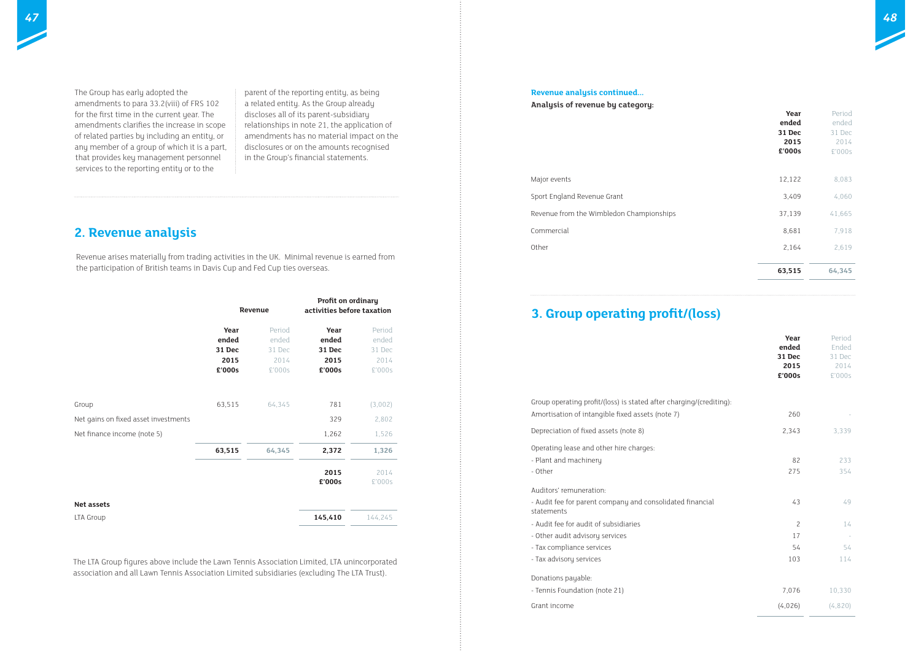The Group has early adopted the amendments to para 33.2(viii) of FRS 102 for the first time in the current year. The amendments clarifies the increase in scope of related parties by including an entity, or any member of a group of which it is a part, that provides key management personnel services to the reporting entity or to the parent of the reporting entity, as being a related entity. As the Group already discloses all of its parent-subsidiary relationships in note 21, the application of amendments has no material impact on the disclosures or on the amounts recognised in the Group's financial statements.

## 2. Revenue analysis

Revenue arises materially from trading activities in the UK. Minimal revenue is earned from the participation of British teams in Davis Cup and Fed Cup ties overseas.

| | Revenue | | Profit on ordinary activities before taxation | |
|---|---|---|---|---|
| | Year ended 31 Dec 2015 £'000s | Period ended 31 Dec 2014 £'000s | Year ended 31 Dec 2015 £'000s | Period ended 31 Dec 2014 £'000s |
| Group | 63,515 | 64,345 | 781 | (3,002) |
| Net gains on fixed asset investments | | | 329 | 2,802 |
| Net finance income (note 5) | | | 1,262 | 1,526 |
| | **63,515** | **64,345** | **2,372** | **1,326** |

| | 2015 £'000s | 2014 £'000s |
|---|---|---|
| **Net assets** | | |
| LTA Group | **145,410** | 144,245 |

The LTA Group figures above include the Lawn Tennis Association Limited, LTA unincorporated association and all Lawn Tennis Association Limited subsidiaries (excluding The LTA Trust).

**Revenue analysis continued...**

**Analysis of revenue by category:**

| | Year ended 31 Dec 2015 £'000s | Period ended 31 Dec 2014 £'000s |
|---|---|---|
| Major events | 12,122 | 8,083 |
| Sport England Revenue Grant | 3,409 | 4,060 |
| Revenue from the Wimbledon Championships | 37,139 | 41,665 |
| Commercial | 8,681 | 7,918 |
| Other | 2,164 | 2,619 |
| | **63,515** | **64,345** |

## 3. Group operating profit/(loss)

| | Year ended 31 Dec 2015 £'000s | Period Ended 31 Dec 2014 £'000s |
|---|---|---|
| Group operating profit/(loss) is stated after charging/(crediting): | | |
| Amortisation of intangible fixed assets (note 7) | 260 | - |
| Depreciation of fixed assets (note 8) | 2,343 | 3,339 |
| Operating lease and other hire charges: | | |
| - Plant and machinery | 82 | 233 |
| - Other | 275 | 354 |
| Auditors' remuneration: | | |
| - Audit fee for parent company and consolidated financial statements | 43 | 49 |
| - Audit fee for audit of subsidiaries | 2 | 14 |
| - Other audit advisory services | 17 | - |
| - Tax compliance services | 54 | 54 |
| - Tax advisory services | 103 | 114 |
| Donations payable: | | |
| - Tennis Foundation (note 21) | 7,076 | 10,330 |
| Grant income | (4,026) | (4,820) |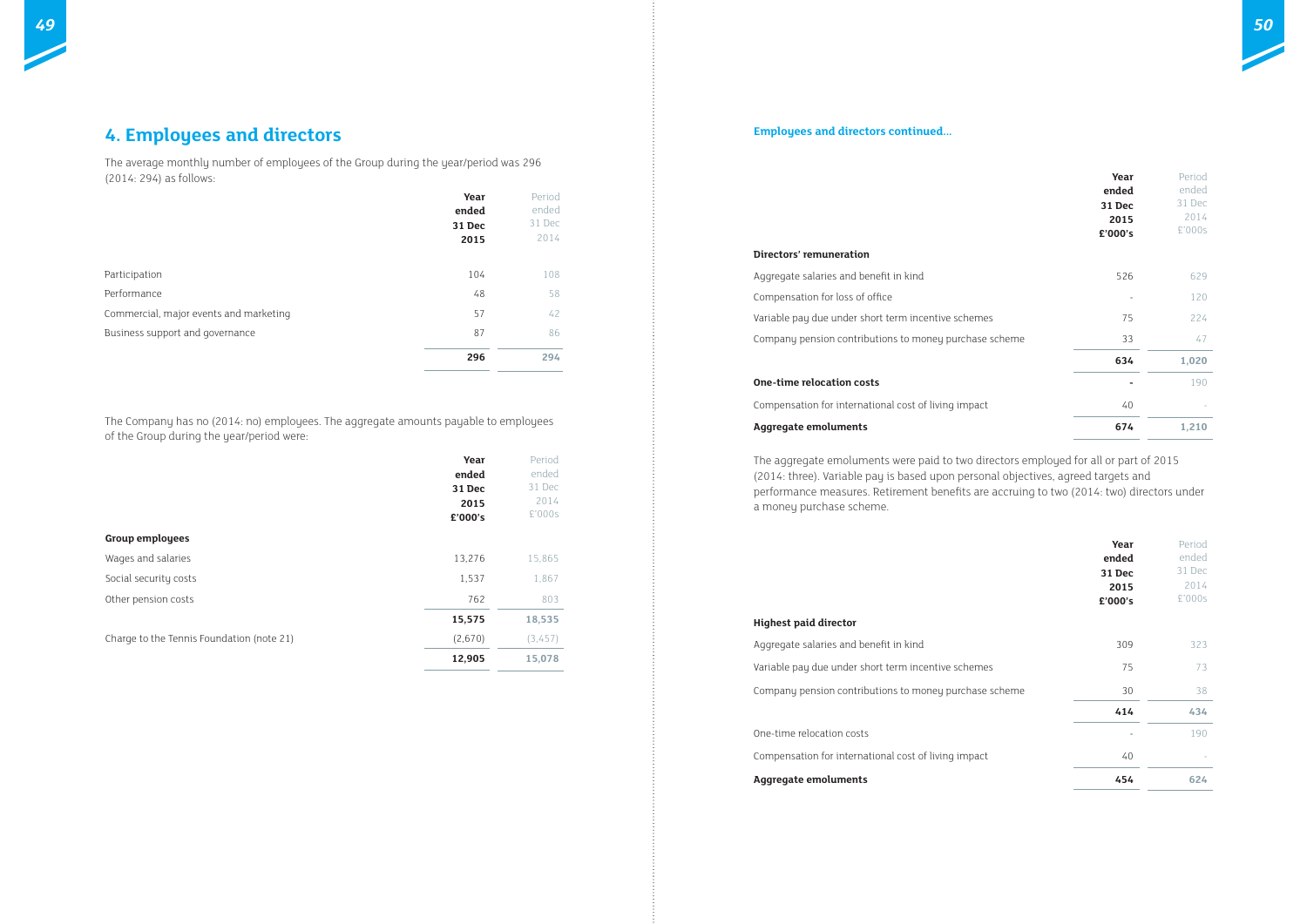## 4. Employees and directors

The average monthly number of employees of the Group during the year/period was 296 (2014: 294) as follows:

| | Year ended 31 Dec 2015 | Period ended 31 Dec 2014 |
|---|---|---|
| Participation | 104 | 108 |
| Performance | 48 | 58 |
| Commercial, major events and marketing | 57 | 42 |
| Business support and governance | 87 | 86 |
| | **296** | **294** |

The Company has no (2014: no) employees. The aggregate amounts payable to employees of the Group during the year/period were:

| | Year ended 31 Dec 2015 £'000's | Period ended 31 Dec 2014 £'000s |
|---|---|---|
| **Group employees** | | |
| Wages and salaries | 13,276 | 15,865 |
| Social security costs | 1,537 | 1,867 |
| Other pension costs | 762 | 803 |
| | **15,575** | **18,535** |
| Charge to the Tennis Foundation (note 21) | (2,670) | (3,457) |
| | **12,905** | **15,078** |

### Employees and directors continued...

| | Year ended 31 Dec 2015 £'000's | Period ended 31 Dec 2014 £'000s |
|---|---|---|
| **Directors' remuneration** | | |
| Aggregate salaries and benefit in kind | 526 | 629 |
| Compensation for loss of office | - | 120 |
| Variable pay due under short term incentive schemes | 75 | 224 |
| Company pension contributions to money purchase scheme | 33 | 47 |
| | **634** | **1,020** |
| **One-time relocation costs** | **-** | 190 |
| Compensation for international cost of living impact | 40 | - |
| **Aggregate emoluments** | **674** | **1,210** |

The aggregate emoluments were paid to two directors employed for all or part of 2015 (2014: three). Variable pay is based upon personal objectives, agreed targets and performance measures. Retirement benefits are accruing to two (2014: two) directors under a money purchase scheme.

| | Year ended 31 Dec 2015 £'000's | Period ended 31 Dec 2014 £'000s |
|---|---|---|
| **Highest paid director** | | |
| Aggregate salaries and benefit in kind | 309 | 323 |
| Variable pay due under short term incentive schemes | 75 | 73 |
| Company pension contributions to money purchase scheme | 30 | 38 |
| | **414** | **434** |
| One-time relocation costs | - | 190 |
| Compensation for international cost of living impact | 40 | - |
| **Aggregate emoluments** | **454** | **624** |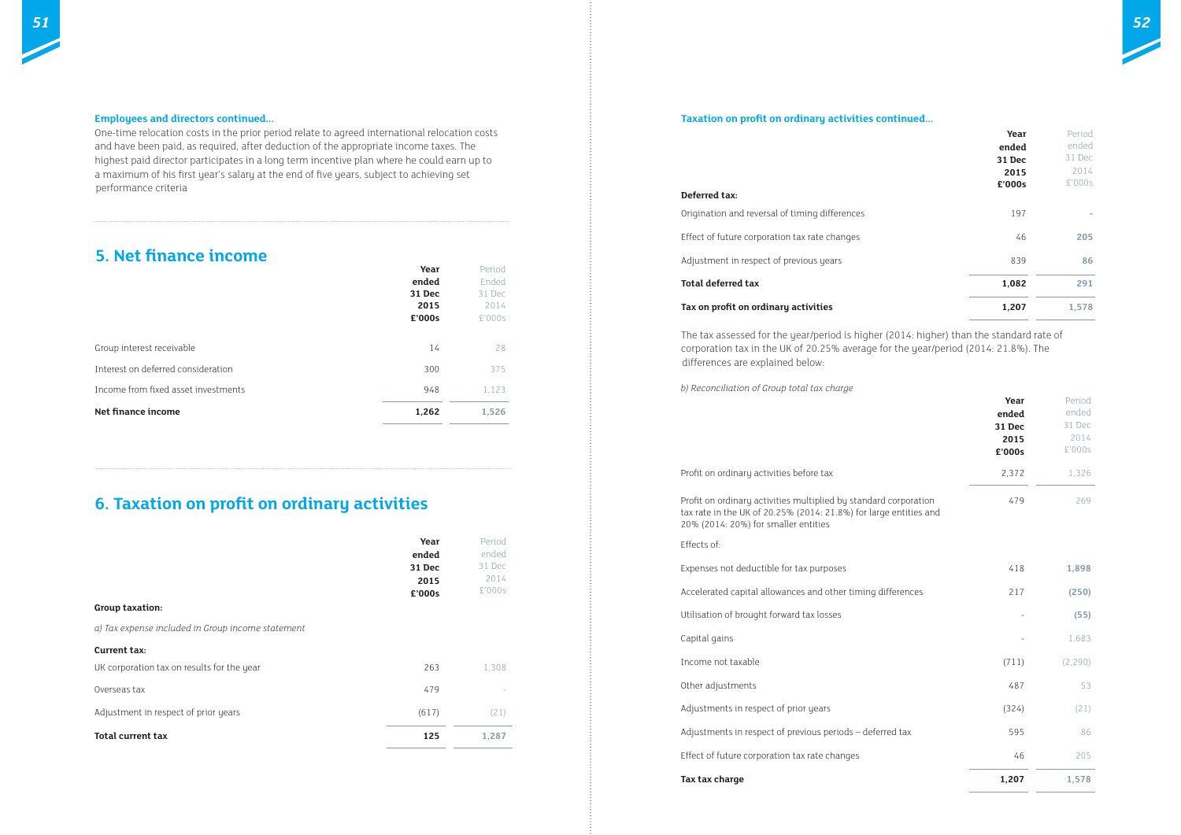**Employees and directors continued...**

One-time relocation costs in the prior period relate to agreed international relocation costs and have been paid, as required, after deduction of the appropriate income taxes. The highest paid director participates in a long term incentive plan where he could earn up to a maximum of his first year's salary at the end of five years, subject to achieving set performance criteria

## 5. Net finance income

| | Year ended 31 Dec 2015 £'000s | Period Ended 31 Dec 2014 £'000s |
|---|---|---|
| Group interest receivable | 14 | 28 |
| Interest on deferred consideration | 300 | 375 |
| Income from fixed asset investments | 948 | 1,123 |
| **Net finance income** | **1,262** | **1,526** |

## 6. Taxation on profit on ordinary activities

| | Year ended 31 Dec 2015 £'000s | Period ended 31 Dec 2014 £'000s |
|---|---|---|
| **Group taxation:** | | |
| *a) Tax expense included in Group income statement* | | |
| **Current tax:** | | |
| UK corporation tax on results for the year | 263 | 1,308 |
| Overseas tax | 479 | - |
| Adjustment in respect of prior years | (617) | (21) |
| **Total current tax** | **125** | **1,287** |

**Taxation on profit on ordinary activities continued...**

| | Year ended 31 Dec 2015 £'000s | Period ended 31 Dec 2014 £'000s |
|---|---|---|
| **Deferred tax:** | | |
| Origination and reversal of timing differences | 197 | - |
| Effect of future corporation tax rate changes | 46 | 205 |
| Adjustment in respect of previous years | 839 | 86 |
| **Total deferred tax** | **1,082** | **291** |
| **Tax on profit on ordinary activities** | **1,207** | **1,578** |

The tax assessed for the year/period is higher (2014: higher) than the standard rate of corporation tax in the UK of 20.25% average for the year/period (2014: 21.8%). The differences are explained below:

*b) Reconciliation of Group total tax charge*

| | Year ended 31 Dec 2015 £'000s | Period ended 31 Dec 2014 £'000s |
|---|---|---|
| Profit on ordinary activities before tax | 2,372 | 1,326 |
| Profit on ordinary activities multiplied by standard corporation tax rate in the UK of 20.25% (2014: 21.8%) for large entities and 20% (2014: 20%) for smaller entities | 479 | 269 |
| Effects of: | | |
| Expenses not deductible for tax purposes | 418 | 1,898 |
| Accelerated capital allowances and other timing differences | 217 | (250) |
| Utilisation of brought forward tax losses | - | (55) |
| Capital gains | - | 1,683 |
| Income not taxable | (711) | (2,290) |
| Other adjustments | 487 | 53 |
| Adjustments in respect of prior years | (324) | (21) |
| Adjustments in respect of previous periods – deferred tax | 595 | 86 |
| Effect of future corporation tax rate changes | 46 | 205 |
| **Tax tax charge** | **1,207** | **1,578** |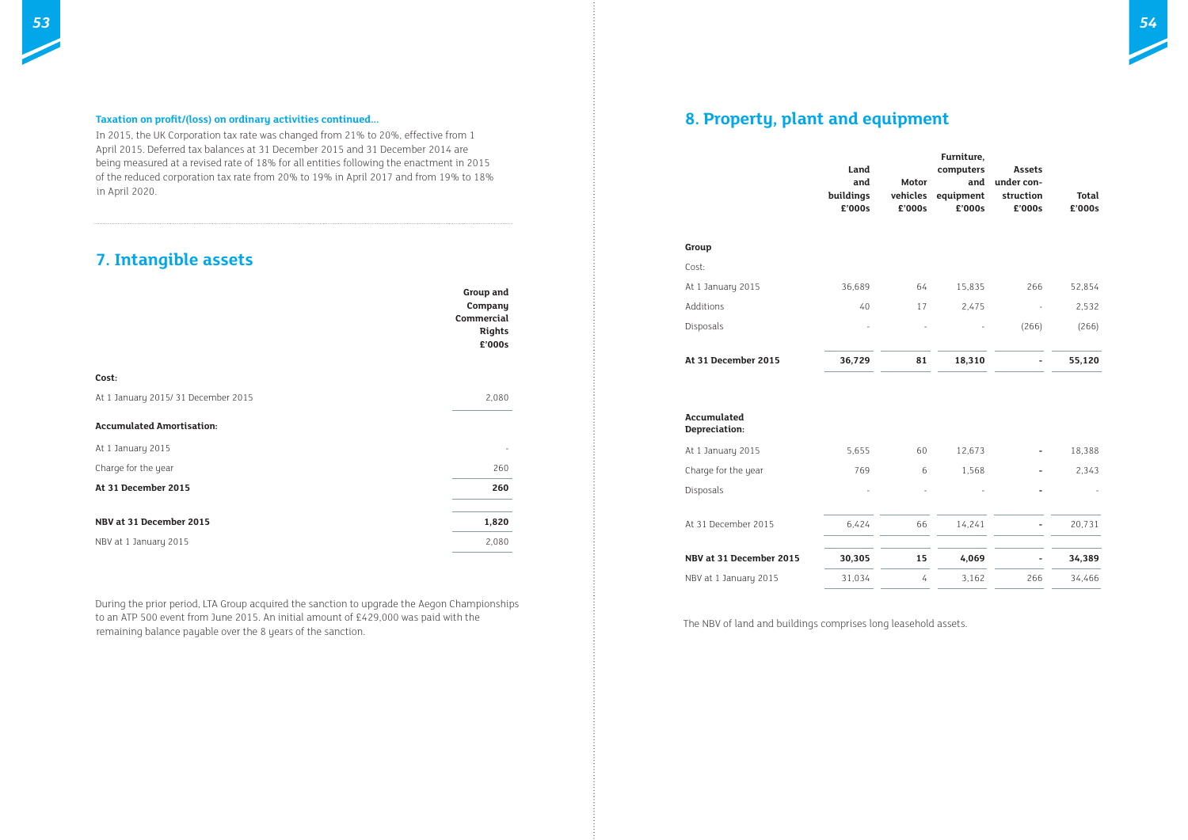**Taxation on profit/(loss) on ordinary activities continued...**

In 2015, the UK Corporation tax rate was changed from 21% to 20%, effective from 1 April 2015. Deferred tax balances at 31 December 2015 and 31 December 2014 are being measured at a revised rate of 18% for all entities following the enactment in 2015 of the reduced corporation tax rate from 20% to 19% in April 2017 and from 19% to 18% in April 2020.

## 7. Intangible assets

| | Group and Company Commercial Rights £'000s |
|---|---|
| **Cost:** | |
| At 1 January 2015/ 31 December 2015 | 2,080 |
| **Accumulated Amortisation:** | |
| At 1 January 2015 | - |
| Charge for the year | 260 |
| **At 31 December 2015** | **260** |
| **NBV at 31 December 2015** | **1,820** |
| NBV at 1 January 2015 | 2,080 |

During the prior period, LTA Group acquired the sanction to upgrade the Aegon Championships to an ATP 500 event from June 2015. An initial amount of £429,000 was paid with the remaining balance payable over the 8 years of the sanction.

## 8. Property, plant and equipment

| | Land and buildings £'000s | Motor vehicles £'000s | Furniture, computers and equipment £'000s | Assets under construction £'000s | Total £'000s |
|---|---|---|---|---|---|
| **Group** | | | | | |
| Cost: | | | | | |
| At 1 January 2015 | 36,689 | 64 | 15,835 | 266 | 52,854 |
| Additions | 40 | 17 | 2,475 | - | 2,532 |
| Disposals | - | - | - | (266) | (266) |
| **At 31 December 2015** | **36,729** | **81** | **18,310** | **-** | **55,120** |
| **Accumulated Depreciation:** | | | | | |
| At 1 January 2015 | 5,655 | 60 | 12,673 | - | 18,388 |
| Charge for the year | 769 | 6 | 1,568 | - | 2,343 |
| Disposals | - | - | - | - | - |
| At 31 December 2015 | 6,424 | 66 | 14,241 | - | 20,731 |
| **NBV at 31 December 2015** | **30,305** | **15** | **4,069** | **-** | **34,389** |
| NBV at 1 January 2015 | 31,034 | 4 | 3,162 | 266 | 34,466 |

The NBV of land and buildings comprises long leasehold assets.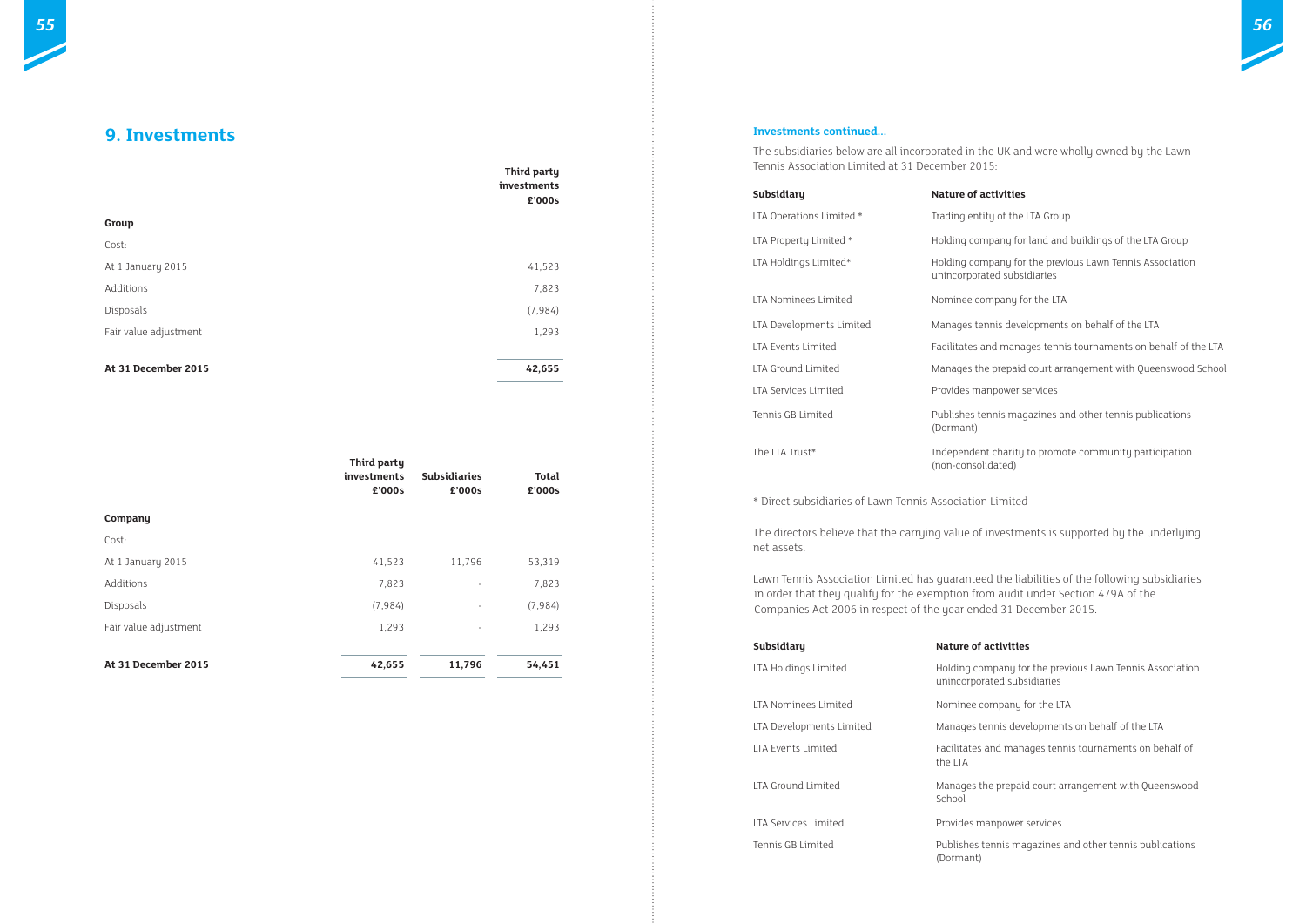## 9. Investments

| | Third party investments £'000s |
|---|---|
| **Group** | |
| Cost: | |
| At 1 January 2015 | 41,523 |
| Additions | 7,823 |
| Disposals | (7,984) |
| Fair value adjustment | 1,293 |
| **At 31 December 2015** | **42,655** |

| | Third party investments £'000s | Subsidiaries £'000s | Total £'000s |
|---|---|---|---|
| **Company** | | | |
| Cost: | | | |
| At 1 January 2015 | 41,523 | 11,796 | 53,319 |
| Additions | 7,823 | - | 7,823 |
| Disposals | (7,984) | - | (7,984) |
| Fair value adjustment | 1,293 | - | 1,293 |
| **At 31 December 2015** | **42,655** | **11,796** | **54,451** |

**Investments continued...**

The subsidiaries below are all incorporated in the UK and were wholly owned by the Lawn Tennis Association Limited at 31 December 2015:

| Subsidiary | Nature of activities |
|---|---|
| LTA Operations Limited * | Trading entity of the LTA Group |
| LTA Property Limited * | Holding company for land and buildings of the LTA Group |
| LTA Holdings Limited* | Holding company for the previous Lawn Tennis Association unincorporated subsidiaries |
| LTA Nominees Limited | Nominee company for the LTA |
| LTA Developments Limited | Manages tennis developments on behalf of the LTA |
| LTA Events Limited | Facilitates and manages tennis tournaments on behalf of the LTA |
| LTA Ground Limited | Manages the prepaid court arrangement with Queenswood School |
| LTA Services Limited | Provides manpower services |
| Tennis GB Limited | Publishes tennis magazines and other tennis publications (Dormant) |
| The LTA Trust* | Independent charity to promote community participation (non-consolidated) |

* Direct subsidiaries of Lawn Tennis Association Limited

The directors believe that the carrying value of investments is supported by the underlying net assets.

Lawn Tennis Association Limited has guaranteed the liabilities of the following subsidiaries in order that they qualify for the exemption from audit under Section 479A of the Companies Act 2006 in respect of the year ended 31 December 2015.

| Subsidiary | Nature of activities |
|---|---|
| LTA Holdings Limited | Holding company for the previous Lawn Tennis Association unincorporated subsidiaries |
| LTA Nominees Limited | Nominee company for the LTA |
| LTA Developments Limited | Manages tennis developments on behalf of the LTA |
| LTA Events Limited | Facilitates and manages tennis tournaments on behalf of the LTA |
| LTA Ground Limited | Manages the prepaid court arrangement with Queenswood School |
| LTA Services Limited | Provides manpower services |
| Tennis GB Limited | Publishes tennis magazines and other tennis publications (Dormant) |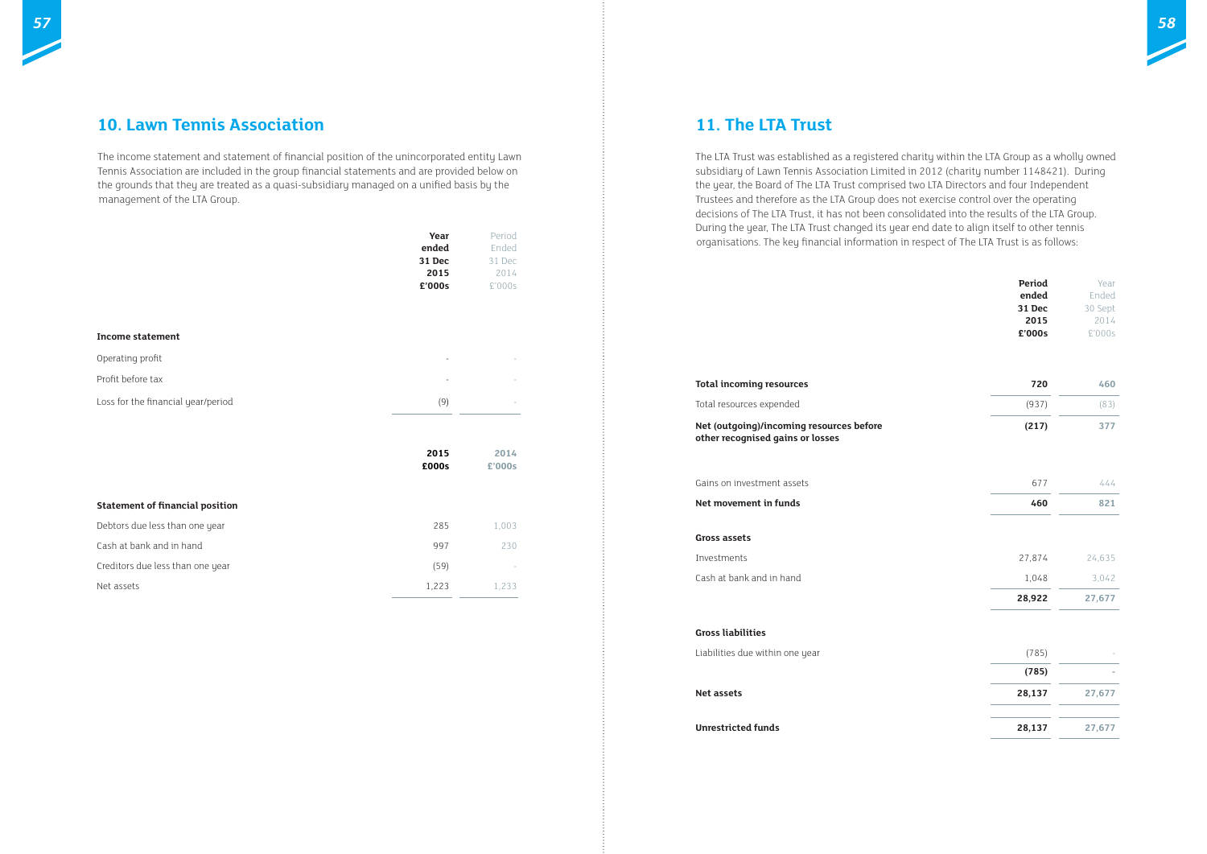## 10. Lawn Tennis Association

The income statement and statement of financial position of the unincorporated entity Lawn Tennis Association are included in the group financial statements and are provided below on the grounds that they are treated as a quasi-subsidiary managed on a unified basis by the management of the LTA Group.

| | Year ended 31 Dec 2015 £'000s | Period Ended 31 Dec 2014 £'000s |
|---|---|---|
| **Income statement** | | |
| Operating profit | - | - |
| Profit before tax | - | - |
| Loss for the financial year/period | (9) | - |

| | 2015 £000s | 2014 £'000s |
|---|---|---|
| **Statement of financial position** | | |
| Debtors due less than one year | 285 | 1,003 |
| Cash at bank and in hand | 997 | 230 |
| Creditors due less than one year | (59) | - |
| Net assets | 1,223 | 1,233 |

## 11. The LTA Trust

The LTA Trust was established as a registered charity within the LTA Group as a wholly owned subsidiary of Lawn Tennis Association Limited in 2012 (charity number 1148421). During the year, the Board of The LTA Trust comprised two LTA Directors and four Independent Trustees and therefore as the LTA Group does not exercise control over the operating decisions of The LTA Trust, it has not been consolidated into the results of the LTA Group. During the year, The LTA Trust changed its year end date to align itself to other tennis organisations. The key financial information in respect of The LTA Trust is as follows:

| | Period ended 31 Dec 2015 £'000s | Year Ended 30 Sept 2014 £'000s |
|---|---|---|
| **Total incoming resources** | **720** | **460** |
| Total resources expended | (937) | (83) |
| **Net (outgoing)/incoming resources before other recognised gains or losses** | **(217)** | **377** |
| Gains on investment assets | 677 | 444 |
| **Net movement in funds** | **460** | **821** |
| **Gross assets** | | |
| Investments | 27,874 | 24,635 |
| Cash at bank and in hand | 1,048 | 3,042 |
| | **28,922** | **27,677** |
| **Gross liabilities** | | |
| Liabilities due within one year | (785) | - |
| | **(785)** | **-** |
| **Net assets** | **28,137** | **27,677** |
| **Unrestricted funds** | **28,137** | **27,677** |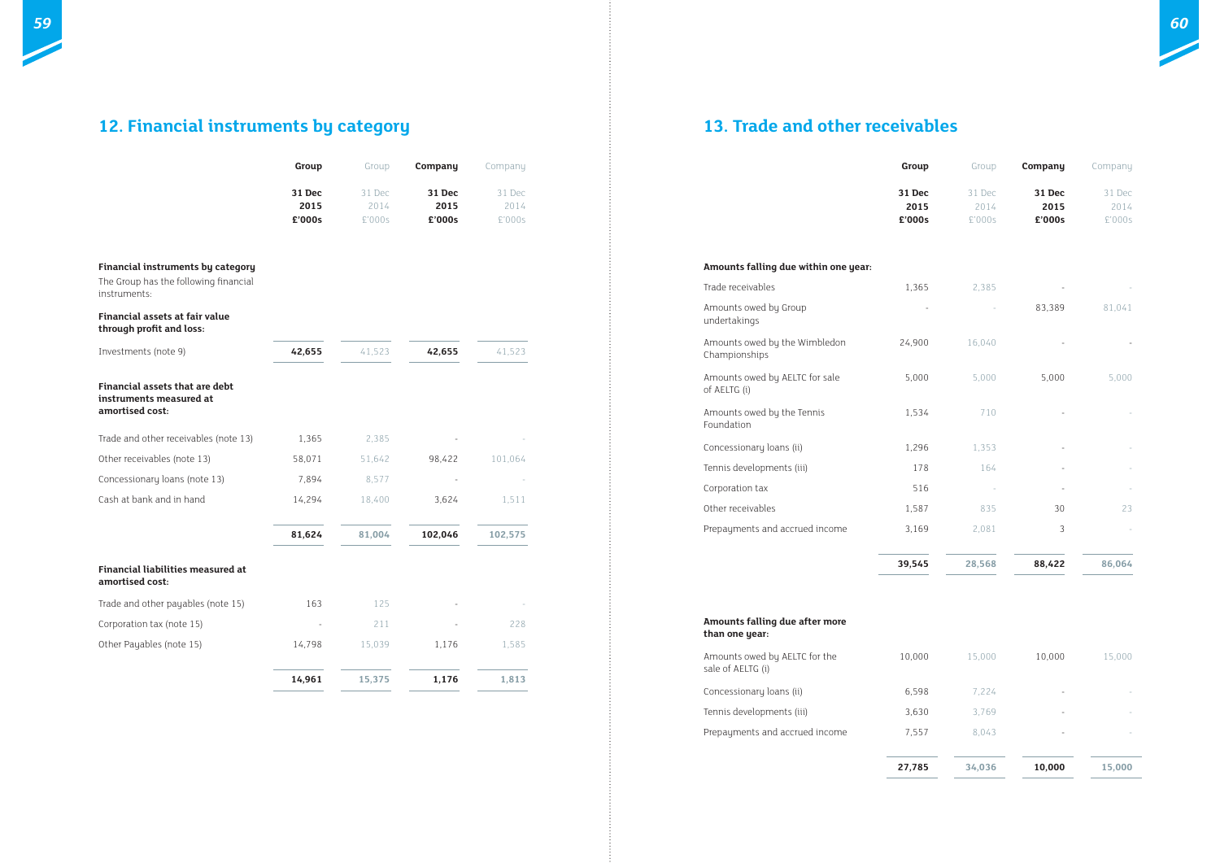## 12. Financial instruments by category

| | Group 31 Dec 2015 £'000s | Group 31 Dec 2014 £'000s | Company 31 Dec 2015 £'000s | Company 31 Dec 2014 £'000s |
|---|---|---|---|---|
| **Financial instruments by category** | | | | |
| The Group has the following financial instruments: | | | | |
| **Financial assets at fair value through profit and loss:** | | | | |
| Investments (note 9) | **42,655** | 41,523 | **42,655** | 41,523 |
| **Financial assets that are debt instruments measured at amortised cost:** | | | | |
| Trade and other receivables (note 13) | 1,365 | 2,385 | - | - |
| Other receivables (note 13) | 58,071 | 51,642 | 98,422 | 101,064 |
| Concessionary loans (note 13) | 7,894 | 8,577 | - | - |
| Cash at bank and in hand | 14,294 | 18,400 | 3,624 | 1,511 |
| | **81,624** | **81,004** | **102,046** | **102,575** |
| **Financial liabilities measured at amortised cost:** | | | | |
| Trade and other payables (note 15) | 163 | 125 | - | - |
| Corporation tax (note 15) | - | 211 | - | 228 |
| Other Payables (note 15) | 14,798 | 15,039 | 1,176 | 1,585 |
| | **14,961** | **15,375** | **1,176** | **1,813** |

## 13. Trade and other receivables

| | Group 31 Dec 2015 £'000s | Group 31 Dec 2014 £'000s | Company 31 Dec 2015 £'000s | Company 31 Dec 2014 £'000s |
|---|---|---|---|---|
| **Amounts falling due within one year:** | | | | |
| Trade receivables | 1,365 | 2,385 | - | - |
| Amounts owed by Group undertakings | - | - | 83,389 | 81,041 |
| Amounts owed by the Wimbledon Championships | 24,900 | 16,040 | - | - |
| Amounts owed by AELTC for sale of AELTG (i) | 5,000 | 5,000 | 5,000 | 5,000 |
| Amounts owed by the Tennis Foundation | 1,534 | 710 | - | - |
| Concessionary loans (ii) | 1,296 | 1,353 | - | - |
| Tennis developments (iii) | 178 | 164 | - | - |
| Corporation tax | 516 | - | - | - |
| Other receivables | 1,587 | 835 | 30 | 23 |
| Prepayments and accrued income | 3,169 | 2,081 | 3 | - |
| | **39,545** | **28,568** | **88,422** | **86,064** |
| **Amounts falling due after more than one year:** | | | | |
| Amounts owed by AELTC for the sale of AELTG (i) | 10,000 | 15,000 | 10,000 | 15,000 |
| Concessionary loans (ii) | 6,598 | 7,224 | - | - |
| Tennis developments (iii) | 3,630 | 3,769 | - | - |
| Prepayments and accrued income | 7,557 | 8,043 | - | - |
| | **27,785** | **34,036** | **10,000** | **15,000** |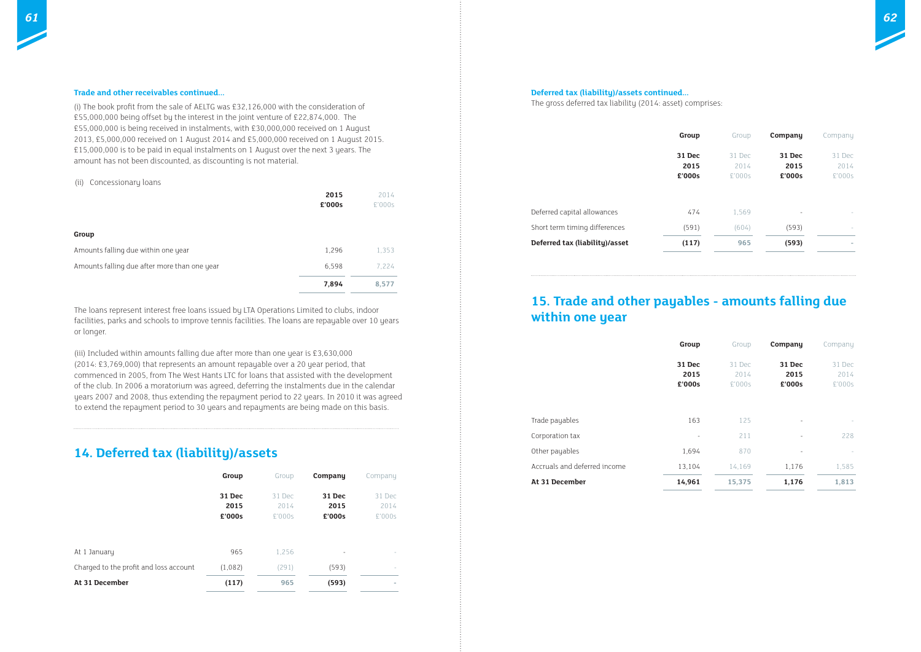**Trade and other receivables continued...**

(i) The book profit from the sale of AELTG was £32,126,000 with the consideration of £55,000,000 being offset by the interest in the joint venture of £22,874,000. The £55,000,000 is being received in instalments, with £30,000,000 received on 1 August 2013, £5,000,000 received on 1 August 2014 and £5,000,000 received on 1 August 2015. £15,000,000 is to be paid in equal instalments on 1 August over the next 3 years. The amount has not been discounted, as discounting is not material.

(ii) Concessionary loans

| | 2015 £'000s | 2014 £'000s |
|---|---|---|
| **Group** | | |
| Amounts falling due within one year | 1,296 | 1,353 |
| Amounts falling due after more than one year | 6,598 | 7,224 |
| | **7,894** | **8,577** |

The loans represent interest free loans issued by LTA Operations Limited to clubs, indoor facilities, parks and schools to improve tennis facilities. The loans are repayable over 10 years or longer.

(iii) Included within amounts falling due after more than one year is £3,630,000 (2014: £3,769,000) that represents an amount repayable over a 20 year period, that commenced in 2005, from The West Hants LTC for loans that assisted with the development of the club. In 2006 a moratorium was agreed, deferring the instalments due in the calendar years 2007 and 2008, thus extending the repayment period to 22 years. In 2010 it was agreed to extend the repayment period to 30 years and repayments are being made on this basis.

## 14. Deferred tax (liability)/assets

| | Group 31 Dec 2015 £'000s | Group 31 Dec 2014 £'000s | Company 31 Dec 2015 £'000s | Company 31 Dec 2014 £'000s |
|---|---|---|---|---|
| At 1 January | 965 | 1,256 | - | - |
| Charged to the profit and loss account | (1,082) | (291) | (593) | - |
| **At 31 December** | **(117)** | **965** | **(593)** | **-** |

**Deferred tax (liability)/assets continued...**

The gross deferred tax liability (2014: asset) comprises:

| | Group 31 Dec 2015 £'000s | Group 31 Dec 2014 £'000s | Company 31 Dec 2015 £'000s | Company 31 Dec 2014 £'000s |
|---|---|---|---|---|
| Deferred capital allowances | 474 | 1,569 | - | - |
| Short term timing differences | (591) | (604) | (593) | - |
| **Deferred tax (liability)/asset** | **(117)** | **965** | **(593)** | **-** |

## 15. Trade and other payables - amounts falling due within one year

| | Group 31 Dec 2015 £'000s | Group 31 Dec 2014 £'000s | Company 31 Dec 2015 £'000s | Company 31 Dec 2014 £'000s |
|---|---|---|---|---|
| Trade payables | 163 | 125 | - | - |
| Corporation tax | - | 211 | - | 228 |
| Other payables | 1,694 | 870 | - | - |
| Accruals and deferred income | 13,104 | 14,169 | 1,176 | 1,585 |
| **At 31 December** | **14,961** | **15,375** | **1,176** | **1,813** |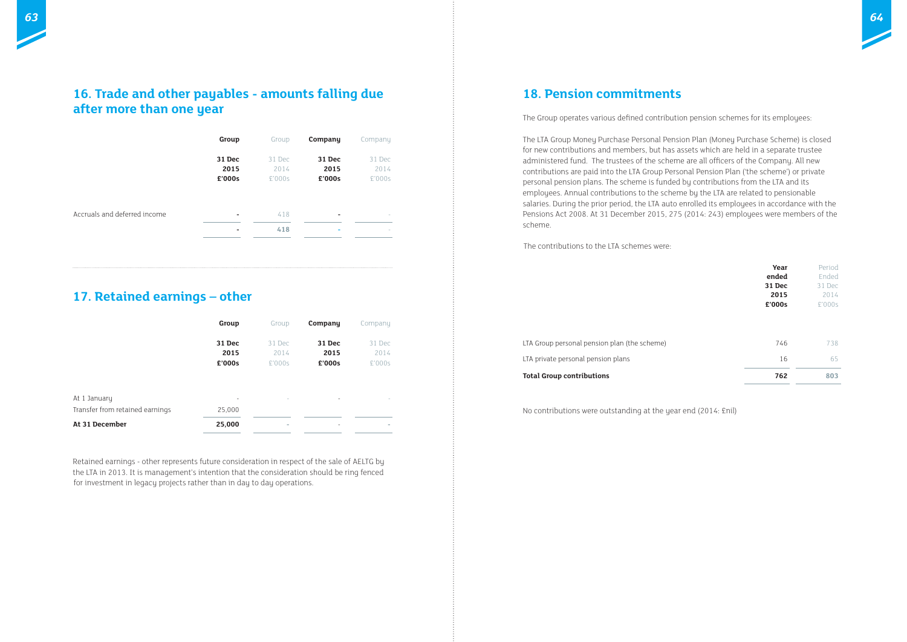## 16. Trade and other payables - amounts falling due after more than one year

| | Group 31 Dec 2015 £'000s | Group 31 Dec 2014 £'000s | Company 31 Dec 2015 £'000s | Company 31 Dec 2014 £'000s |
|---|---|---|---|---|
| Accruals and deferred income | - | 418 | - | - |
| | - | 418 | - | - |

## 17. Retained earnings – other

| | Group 31 Dec 2015 £'000s | Group 31 Dec 2014 £'000s | Company 31 Dec 2015 £'000s | Company 31 Dec 2014 £'000s |
|---|---|---|---|---|
| At 1 January | - | - | - | - |
| Transfer from retained earnings | 25,000 | | | |
| **At 31 December** | **25,000** | - | - | - |

Retained earnings - other represents future consideration in respect of the sale of AELTG by the LTA in 2013. It is management's intention that the consideration should be ring fenced for investment in legacy projects rather than in day to day operations.

## 18. Pension commitments

The Group operates various defined contribution pension schemes for its employees:

The LTA Group Money Purchase Personal Pension Plan (Money Purchase Scheme) is closed for new contributions and members, but has assets which are held in a separate trustee administered fund. The trustees of the scheme are all officers of the Company. All new contributions are paid into the LTA Group Personal Pension Plan ('the scheme') or private personal pension plans. The scheme is funded by contributions from the LTA and its employees. Annual contributions to the scheme by the LTA are related to pensionable salaries. During the prior period, the LTA auto enrolled its employees in accordance with the Pensions Act 2008. At 31 December 2015, 275 (2014: 243) employees were members of the scheme.

The contributions to the LTA schemes were:

| | Year ended 31 Dec 2015 £'000s | Period Ended 31 Dec 2014 £'000s |
|---|---|---|
| LTA Group personal pension plan (the scheme) | 746 | 738 |
| LTA private personal pension plans | 16 | 65 |
| **Total Group contributions** | **762** | **803** |

No contributions were outstanding at the year end (2014: £nil)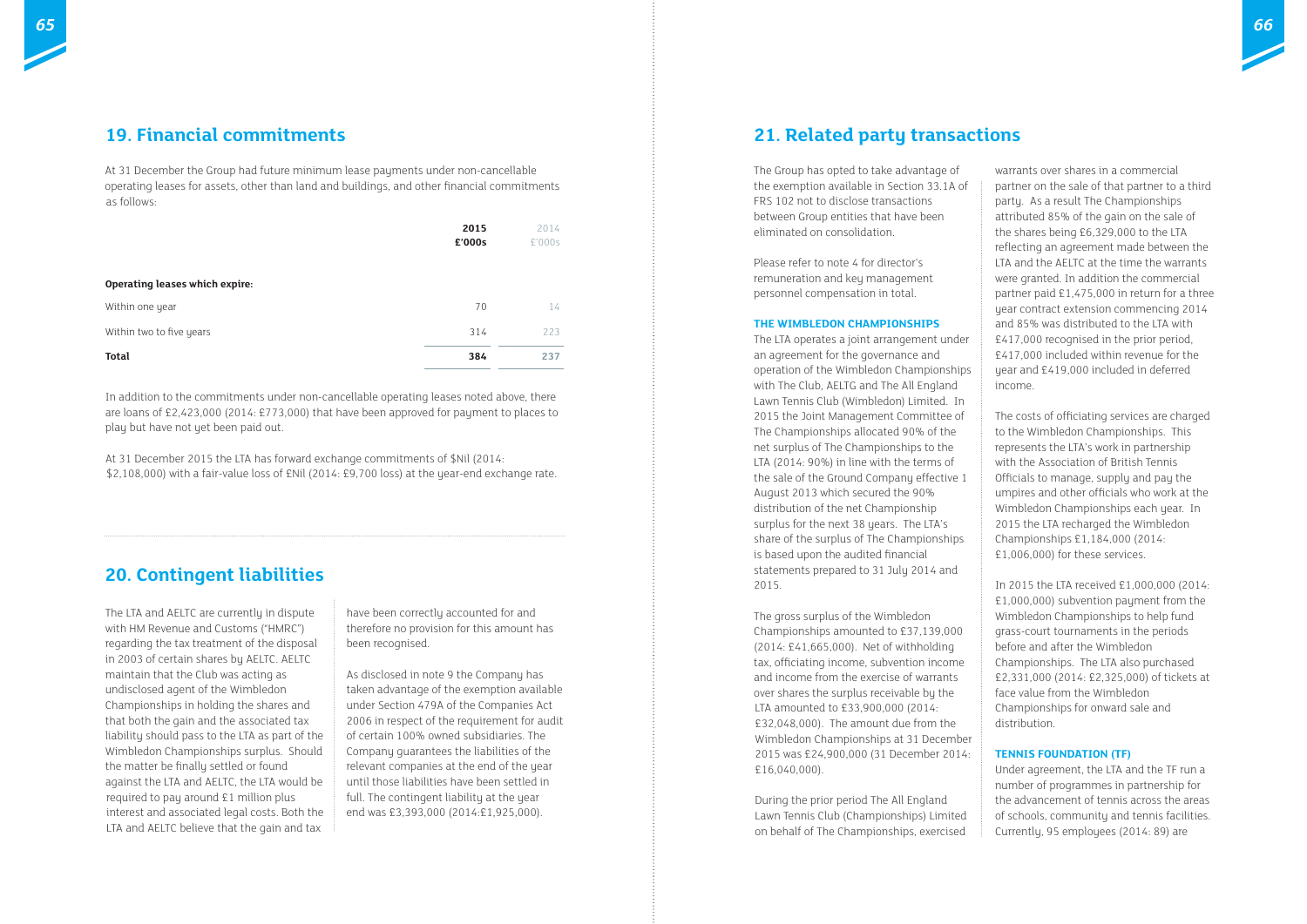## 19. Financial commitments

At 31 December the Group had future minimum lease payments under non-cancellable operating leases for assets, other than land and buildings, and other financial commitments as follows:

| | 2015 £'000s | 2014 £'000s |
|---|---|---|
| **Operating leases which expire:** | | |
| Within one year | 70 | 14 |
| Within two to five years | 314 | 223 |
| **Total** | **384** | **237** |

In addition to the commitments under non-cancellable operating leases noted above, there are loans of £2,423,000 (2014: £773,000) that have been approved for payment to places to play but have not yet been paid out.

At 31 December 2015 the LTA has forward exchange commitments of $Nil (2014: $2,108,000) with a fair-value loss of £Nil (2014: £9,700 loss) at the year-end exchange rate.

## 20. Contingent liabilities

The LTA and AELTC are currently in dispute with HM Revenue and Customs ("HMRC") regarding the tax treatment of the disposal in 2003 of certain shares by AELTC. AELTC maintain that the Club was acting as undisclosed agent of the Wimbledon Championships in holding the shares and that both the gain and the associated tax liability should pass to the LTA as part of the Wimbledon Championships surplus. Should the matter be finally settled or found against the LTA and AELTC, the LTA would be required to pay around £1 million plus interest and associated legal costs. Both the LTA and AELTC believe that the gain and tax have been correctly accounted for and therefore no provision for this amount has been recognised.

As disclosed in note 9 the Company has taken advantage of the exemption available under Section 479A of the Companies Act 2006 in respect of the requirement for audit of certain 100% owned subsidiaries. The Company guarantees the liabilities of the relevant companies at the end of the year until those liabilities have been settled in full. The contingent liability at the year end was £3,393,000 (2014:£1,925,000).

## 21. Related party transactions

The Group has opted to take advantage of the exemption available in Section 33.1A of FRS 102 not to disclose transactions between Group entities that have been eliminated on consolidation.

Please refer to note 4 for director's remuneration and key management personnel compensation in total.

### THE WIMBLEDON CHAMPIONSHIPS

The LTA operates a joint arrangement under an agreement for the governance and operation of the Wimbledon Championships with The Club, AELTG and The All England Lawn Tennis Club (Wimbledon) Limited. In 2015 the Joint Management Committee of The Championships allocated 90% of the net surplus of The Championships to the LTA (2014: 90%) in line with the terms of the sale of the Ground Company effective 1 August 2013 which secured the 90% distribution of the net Championship surplus for the next 38 years. The LTA's share of the surplus of The Championships is based upon the audited financial statements prepared to 31 July 2014 and 2015.

The gross surplus of the Wimbledon Championships amounted to £37,139,000 (2014: £41,665,000). Net of withholding tax, officiating income, subvention income and income from the exercise of warrants over shares the surplus receivable by the LTA amounted to £33,900,000 (2014: £32,048,000). The amount due from the Wimbledon Championships at 31 December 2015 was £24,900,000 (31 December 2014: £16,040,000).

During the prior period The All England Lawn Tennis Club (Championships) Limited on behalf of The Championships, exercised warrants over shares in a commercial partner on the sale of that partner to a third party. As a result The Championships attributed 85% of the gain on the sale of the shares being £6,329,000 to the LTA reflecting an agreement made between the LTA and the AELTC at the time the warrants were granted. In addition the commercial partner paid £1,475,000 in return for a three year contract extension commencing 2014 and 85% was distributed to the LTA with £417,000 recognised in the prior period, £417,000 included within revenue for the year and £419,000 included in deferred income.

The costs of officiating services are charged to the Wimbledon Championships. This represents the LTA's work in partnership with the Association of British Tennis Officials to manage, supply and pay the umpires and other officials who work at the Wimbledon Championships each year. In 2015 the LTA recharged the Wimbledon Championships £1,184,000 (2014: £1,006,000) for these services.

In 2015 the LTA received £1,000,000 (2014: £1,000,000) subvention payment from the Wimbledon Championships to help fund grass-court tournaments in the periods before and after the Wimbledon Championships. The LTA also purchased £2,331,000 (2014: £2,325,000) of tickets at face value from the Wimbledon Championships for onward sale and distribution.

### TENNIS FOUNDATION (TF)

Under agreement, the LTA and the TF run a number of programmes in partnership for the advancement of tennis across the areas of schools, community and tennis facilities. Currently, 95 employees (2014: 89) are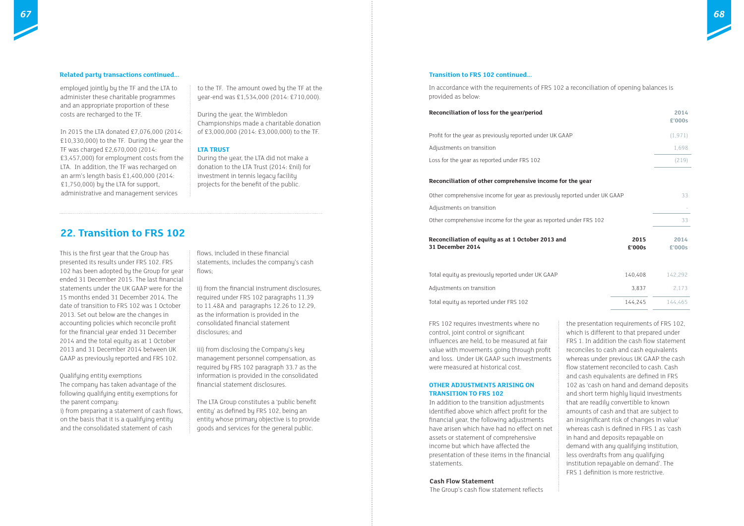**Related party transactions continued...**

employed jointly by the TF and the LTA to administer these charitable programmes and an appropriate proportion of these costs are recharged to the TF.

In 2015 the LTA donated £7,076,000 (2014: £10,330,000) to the TF. During the year the TF was charged £2,670,000 (2014: £3,457,000) for employment costs from the LTA. In addition, the TF was recharged on an arm's length basis £1,400,000 (2014: £1,750,000) by the LTA for support, administrative and management services to the TF. The amount owed by the TF at the year-end was £1,534,000 (2014: £710,000).

During the year, the Wimbledon Championships made a charitable donation of £3,000,000 (2014: £3,000,000) to the TF.

**LTA TRUST**

During the year, the LTA did not make a donation to the LTA Trust (2014: £nil) for investment in tennis legacy facility projects for the benefit of the public.

## 22. Transition to FRS 102

This is the first year that the Group has presented its results under FRS 102. FRS 102 has been adopted by the Group for year ended 31 December 2015. The last financial statements under the UK GAAP were for the 15 months ended 31 December 2014. The date of transition to FRS 102 was 1 October 2013. Set out below are the changes in accounting policies which reconcile profit for the financial year ended 31 December 2014 and the total equity as at 1 October 2013 and 31 December 2014 between UK GAAP as previously reported and FRS 102.

Qualifying entity exemptions

The company has taken advantage of the following qualifying entity exemptions for the parent company:

i) from preparing a statement of cash flows, on the basis that it is a qualifying entity and the consolidated statement of cash flows, included in these financial statements, includes the company's cash flows;

ii) from the financial instrument disclosures, required under FRS 102 paragraphs 11.39 to 11.48A and paragraphs 12.26 to 12.29, as the information is provided in the consolidated financial statement disclosures; and

iii) from disclosing the Company's key management personnel compensation, as required by FRS 102 paragraph 33.7 as the information is provided in the consolidated financial statement disclosures.

The LTA Group constitutes a 'public benefit entity' as defined by FRS 102, being an entity whose primary objective is to provide goods and services for the general public.

**Transition to FRS 102 continued...**

In accordance with the requirements of FRS 102 a reconciliation of opening balances is provided as below:

| Reconciliation of loss for the year/period | 2014 £'000s |
|---|---|
| Profit for the year as previously reported under UK GAAP | (1,971) |
| Adjustments on transition | 1,698 |
| Loss for the year as reported under FRS 102 | (219) |

| Reconciliation of other comprehensive income for the year | |
|---|---|
| Other comprehensive income for year as previously reported under UK GAAP | 33 |
| Adjustments on transition | - |
| Other comprehensive income for the year as reported under FRS 102 | 33 |

| Reconciliation of equity as at 1 October 2013 and 31 December 2014 | 2015 £'000s | 2014 £'000s |
|---|---|---|
| Total equity as previously reported under UK GAAP | 140,408 | 142,292 |
| Adjustments on transition | 3,837 | 2,173 |
| Total equity as reported under FRS 102 | 144,245 | 144,465 |

FRS 102 requires investments where no control, joint control or significant influences are held, to be measured at fair value with movements going through profit and loss. Under UK GAAP such investments were measured at historical cost.

**OTHER ADJUSTMENTS ARISING ON TRANSITION TO FRS 102**

In addition to the transition adjustments identified above which affect profit for the financial year, the following adjustments have arisen which have had no effect on net assets or statement of comprehensive income but which have affected the presentation of these items in the financial statements.

**Cash Flow Statement**

The Group's cash flow statement reflects the presentation requirements of FRS 102, which is different to that prepared under FRS 1. In addition the cash flow statement reconciles to cash and cash equivalents whereas under previous UK GAAP the cash flow statement reconciled to cash. Cash and cash equivalents are defined in FRS 102 as 'cash on hand and demand deposits and short term highly liquid investments that are readily convertible to known amounts of cash and that are subject to an insignificant risk of changes in value' whereas cash is defined in FRS 1 as 'cash in hand and deposits repayable on demand with any qualifying institution, less overdrafts from any qualifying institution repayable on demand'. The FRS 1 definition is more restrictive.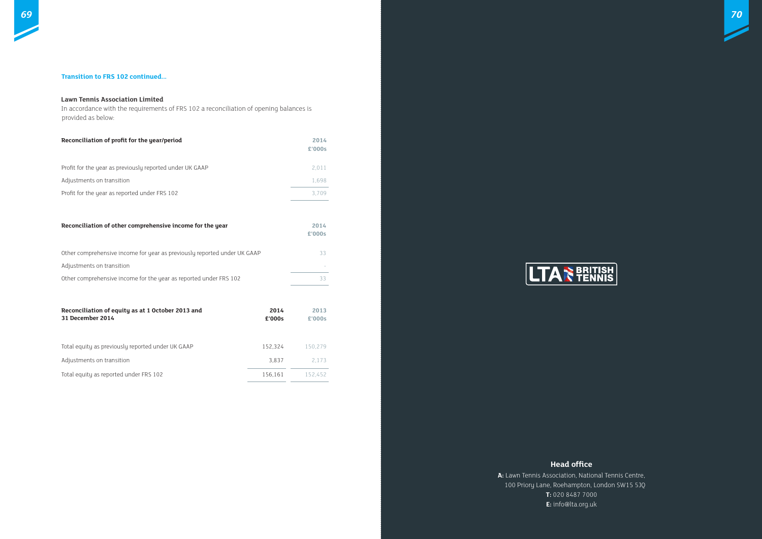**Transition to FRS 102 continued...**

**Lawn Tennis Association Limited**

In accordance with the requirements of FRS 102 a reconciliation of opening balances is provided as below:

| **Reconciliation of profit for the year/period** | **2014 £'000s** |
|---|---|
| Profit for the year as previously reported under UK GAAP | 2,011 |
| Adjustments on transition | 1,698 |
| Profit for the year as reported under FRS 102 | 3,709 |

| **Reconciliation of other comprehensive income for the year** | **2014 £'000s** |
|---|---|
| Other comprehensive income for year as previously reported under UK GAAP | 33 |
| Adjustments on transition | - |
| Other comprehensive income for the year as reported under FRS 102 | 33 |

| **Reconciliation of equity as at 1 October 2013 and 31 December 2014** | **2014 £'000s** | **2013 £'000s** |
|---|---|---|
| Total equity as previously reported under UK GAAP | 152,324 | 150,279 |
| Adjustments on transition | 3,837 | 2,173 |
| Total equity as reported under FRS 102 | 156,161 | 152,452 |

LTA BRITISH TENNIS

**Head office**

**A:** Lawn Tennis Association, National Tennis Centre, 100 Priory Lane, Roehampton, London SW15 5JQ
**T:** 020 8487 7000
**E:** info@lta.org.uk